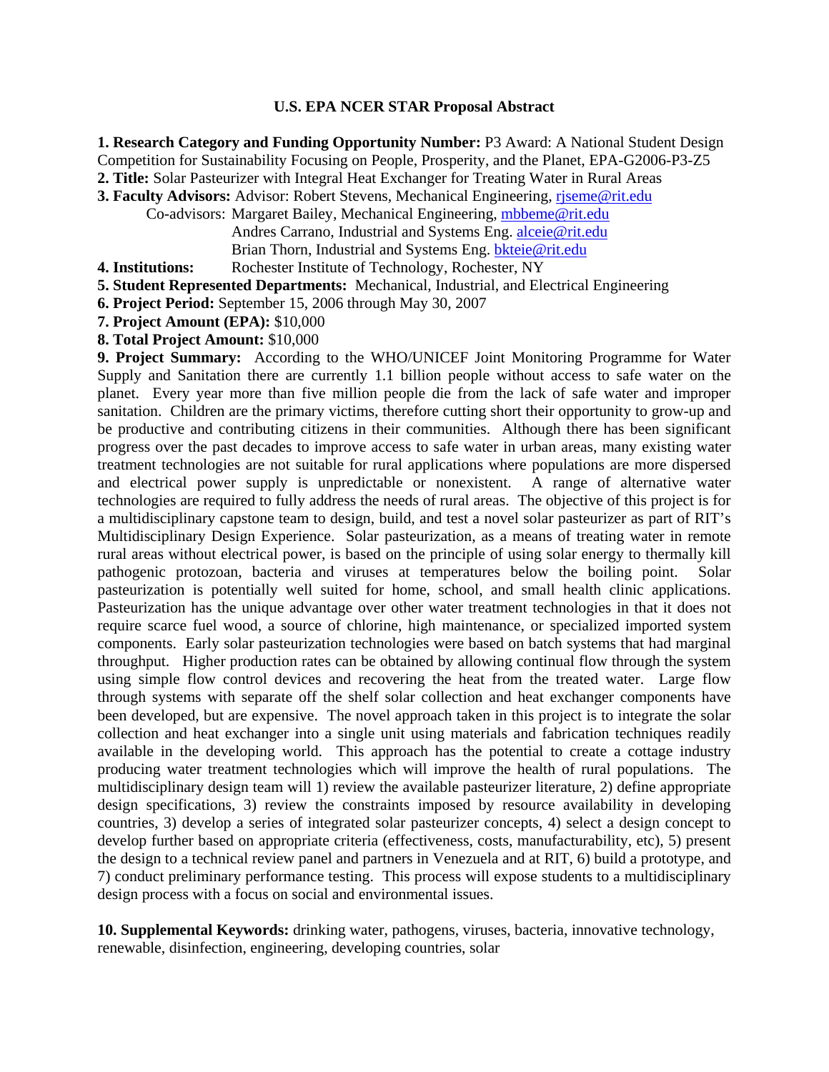# U.S. EPA NCER STAR Proposal Abstract

**1. Research Category and Funding Opportunity Number:** P3 Award: A National Student Design Competition for Sustainability Focusing on People, Prosperity, and the Planet, EPA-G2006-P3-Z5

**2. Title:** Solar Pasteurizer with Integral Heat Exchanger for Treating Water in Rural Areas

**3. Faculty Advisors:** Advisor: Robert Stevens, Mechanical Engineering, rjseme@rit.edu

Co-advisors: Margaret Bailey, Mechanical Engineering, mbbeme@rit.edu
Andres Carrano, Industrial and Systems Eng. alceie@rit.edu
Brian Thorn, Industrial and Systems Eng. bkteie@rit.edu

**4. Institutions:** Rochester Institute of Technology, Rochester, NY

**5. Student Represented Departments:** Mechanical, Industrial, and Electrical Engineering

**6. Project Period:** September 15, 2006 through May 30, 2007

**7. Project Amount (EPA):** $10,000

**8. Total Project Amount:** $10,000

**9. Project Summary:** According to the WHO/UNICEF Joint Monitoring Programme for Water Supply and Sanitation there are currently 1.1 billion people without access to safe water on the planet. Every year more than five million people die from the lack of safe water and improper sanitation. Children are the primary victims, therefore cutting short their opportunity to grow-up and be productive and contributing citizens in their communities. Although there has been significant progress over the past decades to improve access to safe water in urban areas, many existing water treatment technologies are not suitable for rural applications where populations are more dispersed and electrical power supply is unpredictable or nonexistent. A range of alternative water technologies are required to fully address the needs of rural areas. The objective of this project is for a multidisciplinary capstone team to design, build, and test a novel solar pasteurizer as part of RIT's Multidisciplinary Design Experience. Solar pasteurization, as a means of treating water in remote rural areas without electrical power, is based on the principle of using solar energy to thermally kill pathogenic protozoan, bacteria and viruses at temperatures below the boiling point. Solar pasteurization is potentially well suited for home, school, and small health clinic applications. Pasteurization has the unique advantage over other water treatment technologies in that it does not require scarce fuel wood, a source of chlorine, high maintenance, or specialized imported system components. Early solar pasteurization technologies were based on batch systems that had marginal throughput. Higher production rates can be obtained by allowing continual flow through the system using simple flow control devices and recovering the heat from the treated water. Large flow through systems with separate off the shelf solar collection and heat exchanger components have been developed, but are expensive. The novel approach taken in this project is to integrate the solar collection and heat exchanger into a single unit using materials and fabrication techniques readily available in the developing world. This approach has the potential to create a cottage industry producing water treatment technologies which will improve the health of rural populations. The multidisciplinary design team will 1) review the available pasteurizer literature, 2) define appropriate design specifications, 3) review the constraints imposed by resource availability in developing countries, 3) develop a series of integrated solar pasteurizer concepts, 4) select a design concept to develop further based on appropriate criteria (effectiveness, costs, manufacturability, etc), 5) present the design to a technical review panel and partners in Venezuela and at RIT, 6) build a prototype, and 7) conduct preliminary performance testing. This process will expose students to a multidisciplinary design process with a focus on social and environmental issues.

**10. Supplemental Keywords:** drinking water, pathogens, viruses, bacteria, innovative technology, renewable, disinfection, engineering, developing countries, solar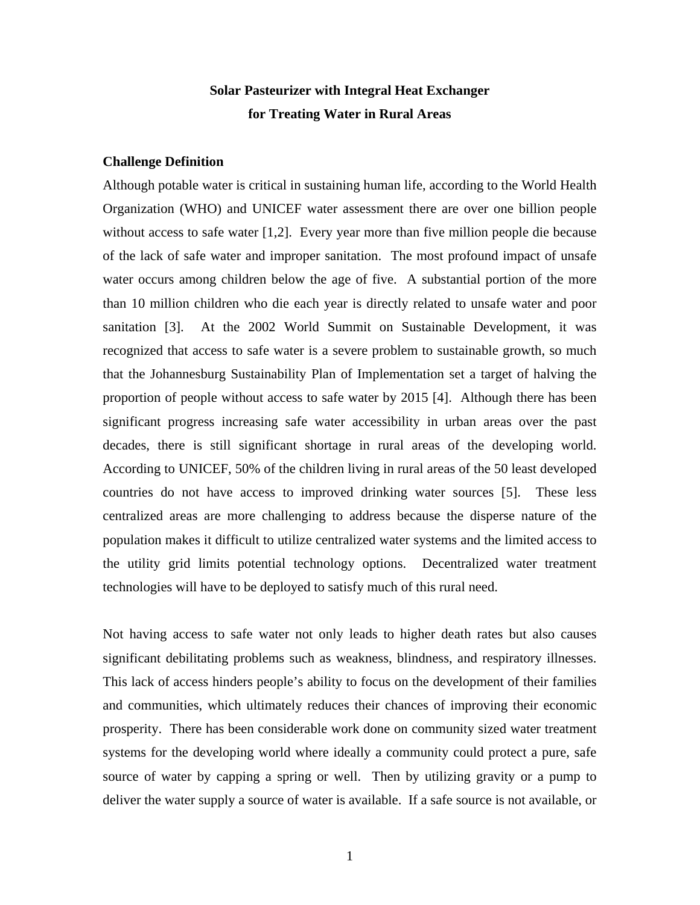# Solar Pasteurizer with Integral Heat Exchanger for Treating Water in Rural Areas

## Challenge Definition

Although potable water is critical in sustaining human life, according to the World Health Organization (WHO) and UNICEF water assessment there are over one billion people without access to safe water [1,2]. Every year more than five million people die because of the lack of safe water and improper sanitation. The most profound impact of unsafe water occurs among children below the age of five. A substantial portion of the more than 10 million children who die each year is directly related to unsafe water and poor sanitation [3]. At the 2002 World Summit on Sustainable Development, it was recognized that access to safe water is a severe problem to sustainable growth, so much that the Johannesburg Sustainability Plan of Implementation set a target of halving the proportion of people without access to safe water by 2015 [4]. Although there has been significant progress increasing safe water accessibility in urban areas over the past decades, there is still significant shortage in rural areas of the developing world. According to UNICEF, 50% of the children living in rural areas of the 50 least developed countries do not have access to improved drinking water sources [5]. These less centralized areas are more challenging to address because the disperse nature of the population makes it difficult to utilize centralized water systems and the limited access to the utility grid limits potential technology options. Decentralized water treatment technologies will have to be deployed to satisfy much of this rural need.

Not having access to safe water not only leads to higher death rates but also causes significant debilitating problems such as weakness, blindness, and respiratory illnesses. This lack of access hinders people's ability to focus on the development of their families and communities, which ultimately reduces their chances of improving their economic prosperity. There has been considerable work done on community sized water treatment systems for the developing world where ideally a community could protect a pure, safe source of water by capping a spring or well. Then by utilizing gravity or a pump to deliver the water supply a source of water is available. If a safe source is not available, or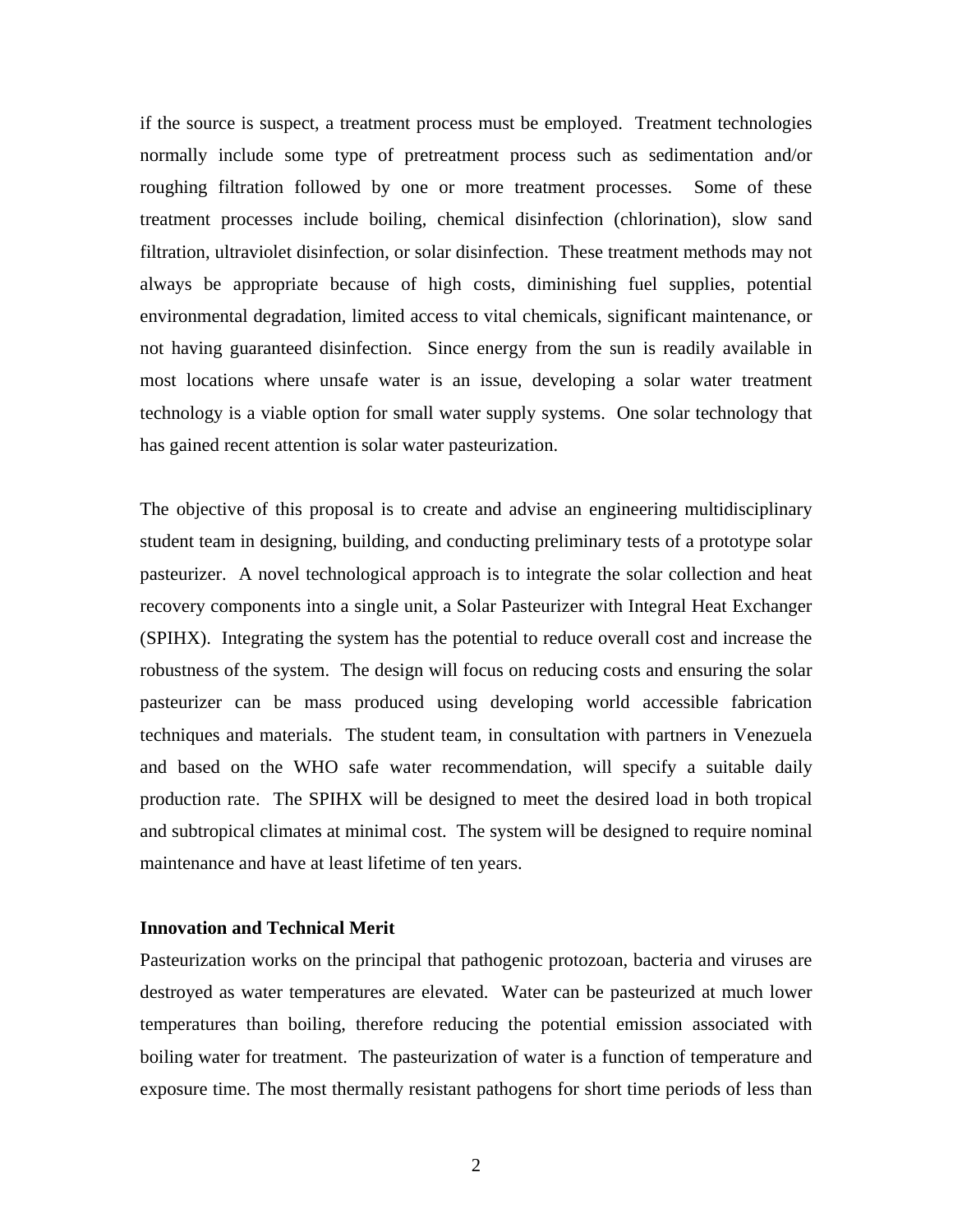if the source is suspect, a treatment process must be employed. Treatment technologies normally include some type of pretreatment process such as sedimentation and/or roughing filtration followed by one or more treatment processes. Some of these treatment processes include boiling, chemical disinfection (chlorination), slow sand filtration, ultraviolet disinfection, or solar disinfection. These treatment methods may not always be appropriate because of high costs, diminishing fuel supplies, potential environmental degradation, limited access to vital chemicals, significant maintenance, or not having guaranteed disinfection. Since energy from the sun is readily available in most locations where unsafe water is an issue, developing a solar water treatment technology is a viable option for small water supply systems. One solar technology that has gained recent attention is solar water pasteurization.

The objective of this proposal is to create and advise an engineering multidisciplinary student team in designing, building, and conducting preliminary tests of a prototype solar pasteurizer. A novel technological approach is to integrate the solar collection and heat recovery components into a single unit, a Solar Pasteurizer with Integral Heat Exchanger (SPIHX). Integrating the system has the potential to reduce overall cost and increase the robustness of the system. The design will focus on reducing costs and ensuring the solar pasteurizer can be mass produced using developing world accessible fabrication techniques and materials. The student team, in consultation with partners in Venezuela and based on the WHO safe water recommendation, will specify a suitable daily production rate. The SPIHX will be designed to meet the desired load in both tropical and subtropical climates at minimal cost. The system will be designed to require nominal maintenance and have at least lifetime of ten years.

**Innovation and Technical Merit**

Pasteurization works on the principal that pathogenic protozoan, bacteria and viruses are destroyed as water temperatures are elevated. Water can be pasteurized at much lower temperatures than boiling, therefore reducing the potential emission associated with boiling water for treatment. The pasteurization of water is a function of temperature and exposure time. The most thermally resistant pathogens for short time periods of less than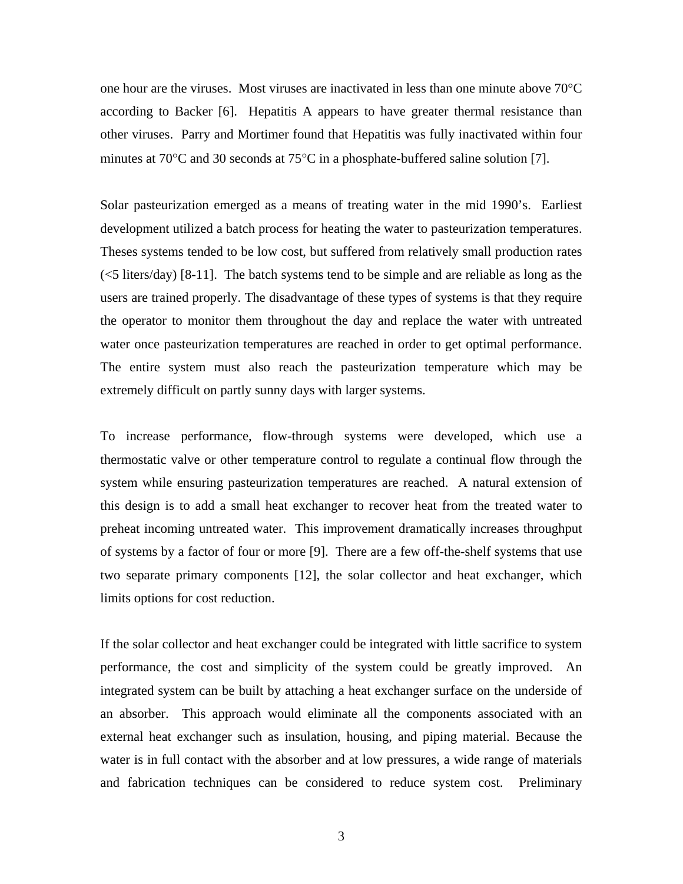one hour are the viruses. Most viruses are inactivated in less than one minute above 70°C according to Backer [6]. Hepatitis A appears to have greater thermal resistance than other viruses. Parry and Mortimer found that Hepatitis was fully inactivated within four minutes at 70°C and 30 seconds at 75°C in a phosphate-buffered saline solution [7].

Solar pasteurization emerged as a means of treating water in the mid 1990's. Earliest development utilized a batch process for heating the water to pasteurization temperatures. Theses systems tended to be low cost, but suffered from relatively small production rates (<5 liters/day) [8-11]. The batch systems tend to be simple and are reliable as long as the users are trained properly. The disadvantage of these types of systems is that they require the operator to monitor them throughout the day and replace the water with untreated water once pasteurization temperatures are reached in order to get optimal performance. The entire system must also reach the pasteurization temperature which may be extremely difficult on partly sunny days with larger systems.

To increase performance, flow-through systems were developed, which use a thermostatic valve or other temperature control to regulate a continual flow through the system while ensuring pasteurization temperatures are reached. A natural extension of this design is to add a small heat exchanger to recover heat from the treated water to preheat incoming untreated water. This improvement dramatically increases throughput of systems by a factor of four or more [9]. There are a few off-the-shelf systems that use two separate primary components [12], the solar collector and heat exchanger, which limits options for cost reduction.

If the solar collector and heat exchanger could be integrated with little sacrifice to system performance, the cost and simplicity of the system could be greatly improved. An integrated system can be built by attaching a heat exchanger surface on the underside of an absorber. This approach would eliminate all the components associated with an external heat exchanger such as insulation, housing, and piping material. Because the water is in full contact with the absorber and at low pressures, a wide range of materials and fabrication techniques can be considered to reduce system cost. Preliminary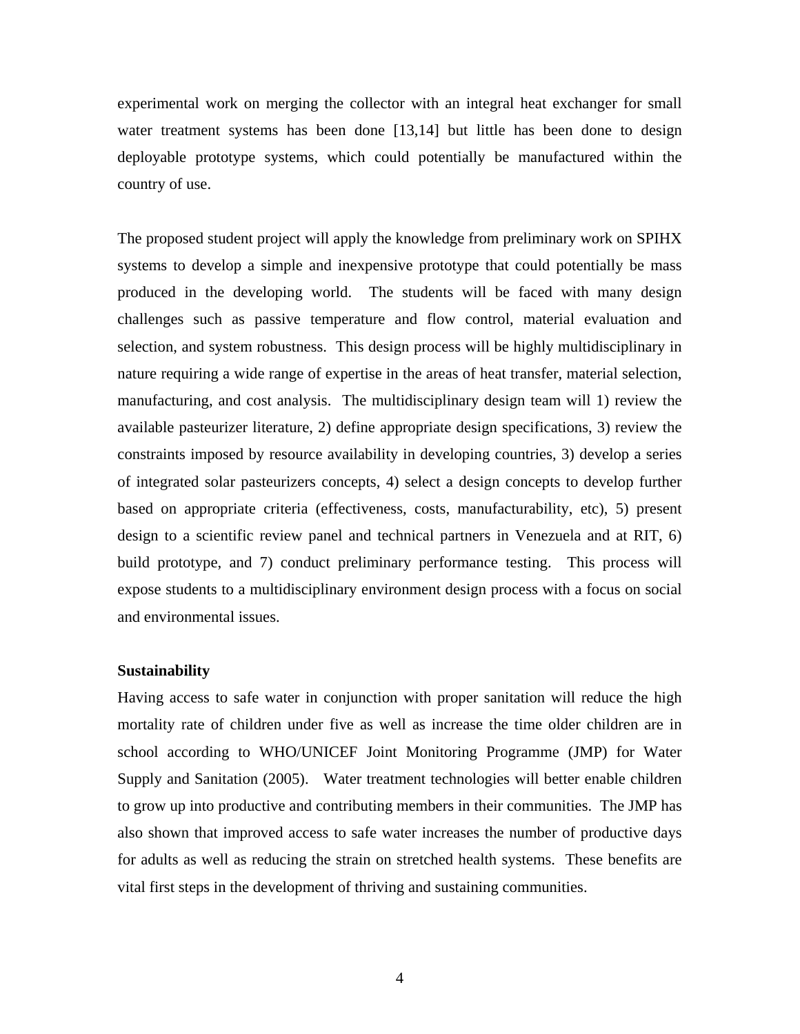experimental work on merging the collector with an integral heat exchanger for small water treatment systems has been done [13,14] but little has been done to design deployable prototype systems, which could potentially be manufactured within the country of use.

The proposed student project will apply the knowledge from preliminary work on SPIHX systems to develop a simple and inexpensive prototype that could potentially be mass produced in the developing world. The students will be faced with many design challenges such as passive temperature and flow control, material evaluation and selection, and system robustness. This design process will be highly multidisciplinary in nature requiring a wide range of expertise in the areas of heat transfer, material selection, manufacturing, and cost analysis. The multidisciplinary design team will 1) review the available pasteurizer literature, 2) define appropriate design specifications, 3) review the constraints imposed by resource availability in developing countries, 3) develop a series of integrated solar pasteurizers concepts, 4) select a design concepts to develop further based on appropriate criteria (effectiveness, costs, manufacturability, etc), 5) present design to a scientific review panel and technical partners in Venezuela and at RIT, 6) build prototype, and 7) conduct preliminary performance testing. This process will expose students to a multidisciplinary environment design process with a focus on social and environmental issues.

**Sustainability**

Having access to safe water in conjunction with proper sanitation will reduce the high mortality rate of children under five as well as increase the time older children are in school according to WHO/UNICEF Joint Monitoring Programme (JMP) for Water Supply and Sanitation (2005). Water treatment technologies will better enable children to grow up into productive and contributing members in their communities. The JMP has also shown that improved access to safe water increases the number of productive days for adults as well as reducing the strain on stretched health systems. These benefits are vital first steps in the development of thriving and sustaining communities.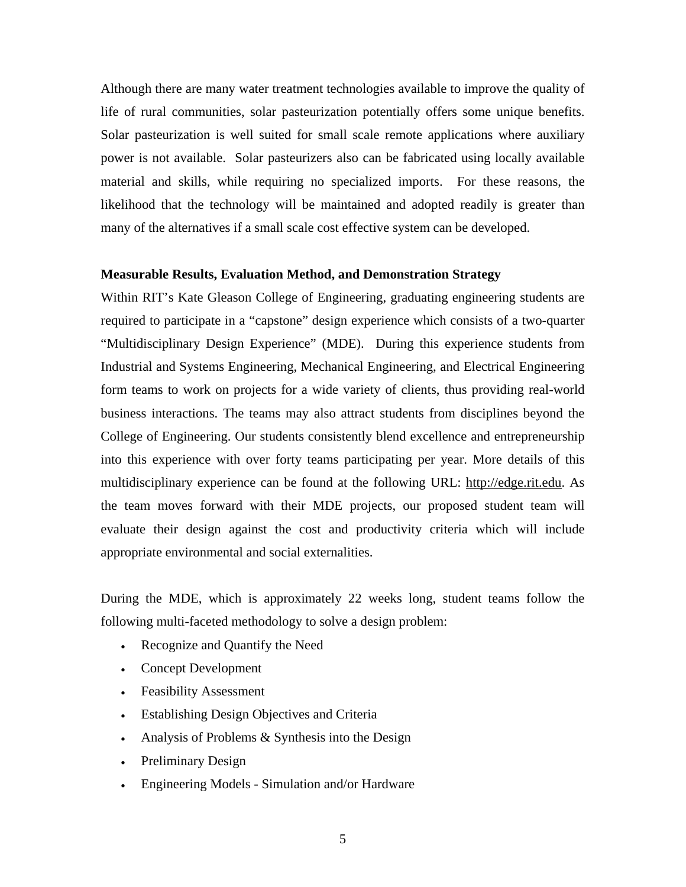Although there are many water treatment technologies available to improve the quality of life of rural communities, solar pasteurization potentially offers some unique benefits. Solar pasteurization is well suited for small scale remote applications where auxiliary power is not available. Solar pasteurizers also can be fabricated using locally available material and skills, while requiring no specialized imports. For these reasons, the likelihood that the technology will be maintained and adopted readily is greater than many of the alternatives if a small scale cost effective system can be developed.

**Measurable Results, Evaluation Method, and Demonstration Strategy**

Within RIT's Kate Gleason College of Engineering, graduating engineering students are required to participate in a "capstone" design experience which consists of a two-quarter "Multidisciplinary Design Experience" (MDE). During this experience students from Industrial and Systems Engineering, Mechanical Engineering, and Electrical Engineering form teams to work on projects for a wide variety of clients, thus providing real-world business interactions. The teams may also attract students from disciplines beyond the College of Engineering. Our students consistently blend excellence and entrepreneurship into this experience with over forty teams participating per year. More details of this multidisciplinary experience can be found at the following URL: http://edge.rit.edu. As the team moves forward with their MDE projects, our proposed student team will evaluate their design against the cost and productivity criteria which will include appropriate environmental and social externalities.

During the MDE, which is approximately 22 weeks long, student teams follow the following multi-faceted methodology to solve a design problem:

- Recognize and Quantify the Need
- Concept Development
- Feasibility Assessment
- Establishing Design Objectives and Criteria
- Analysis of Problems & Synthesis into the Design
- Preliminary Design
- Engineering Models - Simulation and/or Hardware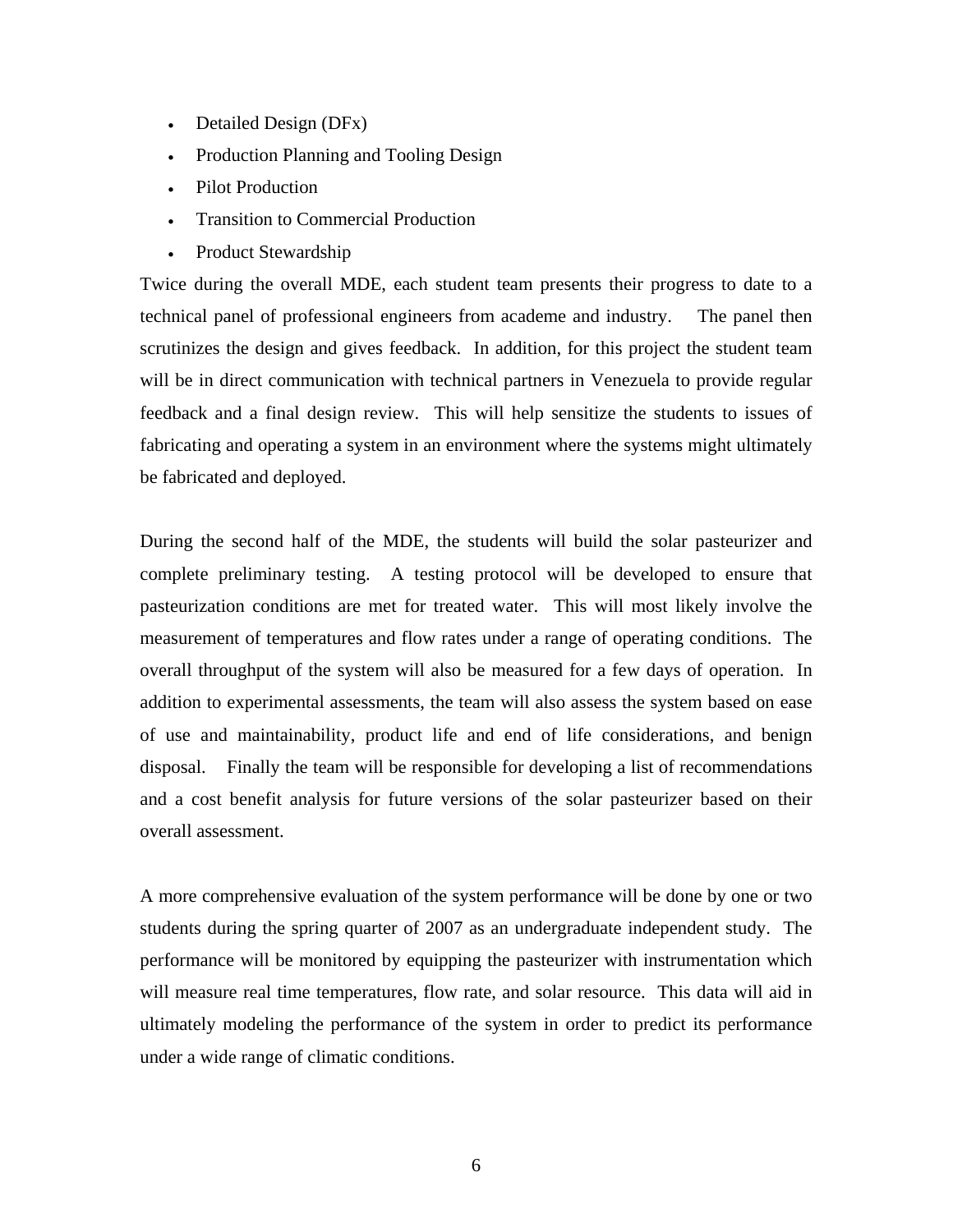- Detailed Design (DFx)
- Production Planning and Tooling Design
- Pilot Production
- Transition to Commercial Production
- Product Stewardship

Twice during the overall MDE, each student team presents their progress to date to a technical panel of professional engineers from academe and industry. The panel then scrutinizes the design and gives feedback. In addition, for this project the student team will be in direct communication with technical partners in Venezuela to provide regular feedback and a final design review. This will help sensitize the students to issues of fabricating and operating a system in an environment where the systems might ultimately be fabricated and deployed.

During the second half of the MDE, the students will build the solar pasteurizer and complete preliminary testing. A testing protocol will be developed to ensure that pasteurization conditions are met for treated water. This will most likely involve the measurement of temperatures and flow rates under a range of operating conditions. The overall throughput of the system will also be measured for a few days of operation. In addition to experimental assessments, the team will also assess the system based on ease of use and maintainability, product life and end of life considerations, and benign disposal. Finally the team will be responsible for developing a list of recommendations and a cost benefit analysis for future versions of the solar pasteurizer based on their overall assessment.

A more comprehensive evaluation of the system performance will be done by one or two students during the spring quarter of 2007 as an undergraduate independent study. The performance will be monitored by equipping the pasteurizer with instrumentation which will measure real time temperatures, flow rate, and solar resource. This data will aid in ultimately modeling the performance of the system in order to predict its performance under a wide range of climatic conditions.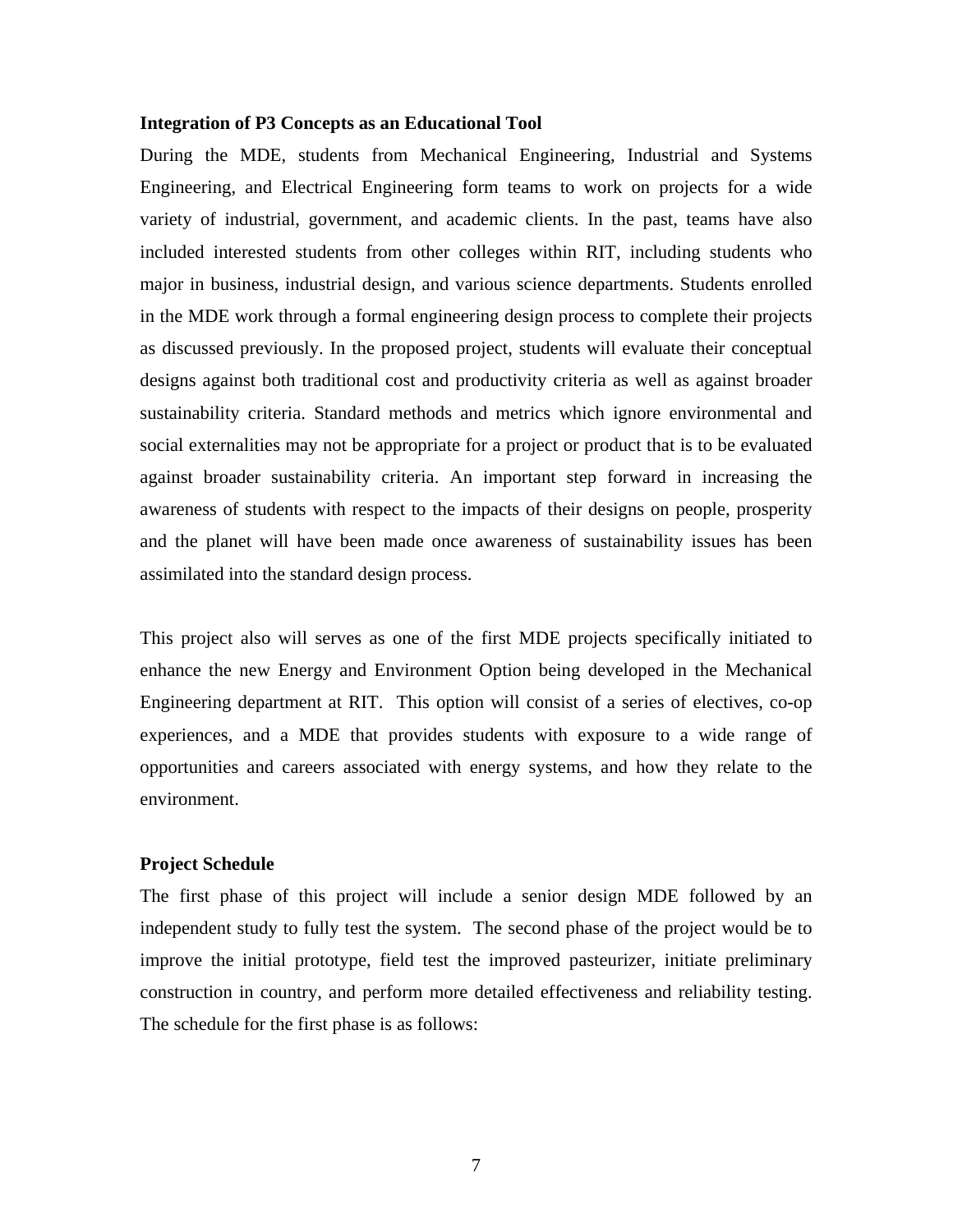**Integration of P3 Concepts as an Educational Tool**

During the MDE, students from Mechanical Engineering, Industrial and Systems Engineering, and Electrical Engineering form teams to work on projects for a wide variety of industrial, government, and academic clients. In the past, teams have also included interested students from other colleges within RIT, including students who major in business, industrial design, and various science departments. Students enrolled in the MDE work through a formal engineering design process to complete their projects as discussed previously. In the proposed project, students will evaluate their conceptual designs against both traditional cost and productivity criteria as well as against broader sustainability criteria. Standard methods and metrics which ignore environmental and social externalities may not be appropriate for a project or product that is to be evaluated against broader sustainability criteria. An important step forward in increasing the awareness of students with respect to the impacts of their designs on people, prosperity and the planet will have been made once awareness of sustainability issues has been assimilated into the standard design process.

This project also will serves as one of the first MDE projects specifically initiated to enhance the new Energy and Environment Option being developed in the Mechanical Engineering department at RIT. This option will consist of a series of electives, co-op experiences, and a MDE that provides students with exposure to a wide range of opportunities and careers associated with energy systems, and how they relate to the environment.

**Project Schedule**

The first phase of this project will include a senior design MDE followed by an independent study to fully test the system. The second phase of the project would be to improve the initial prototype, field test the improved pasteurizer, initiate preliminary construction in country, and perform more detailed effectiveness and reliability testing. The schedule for the first phase is as follows: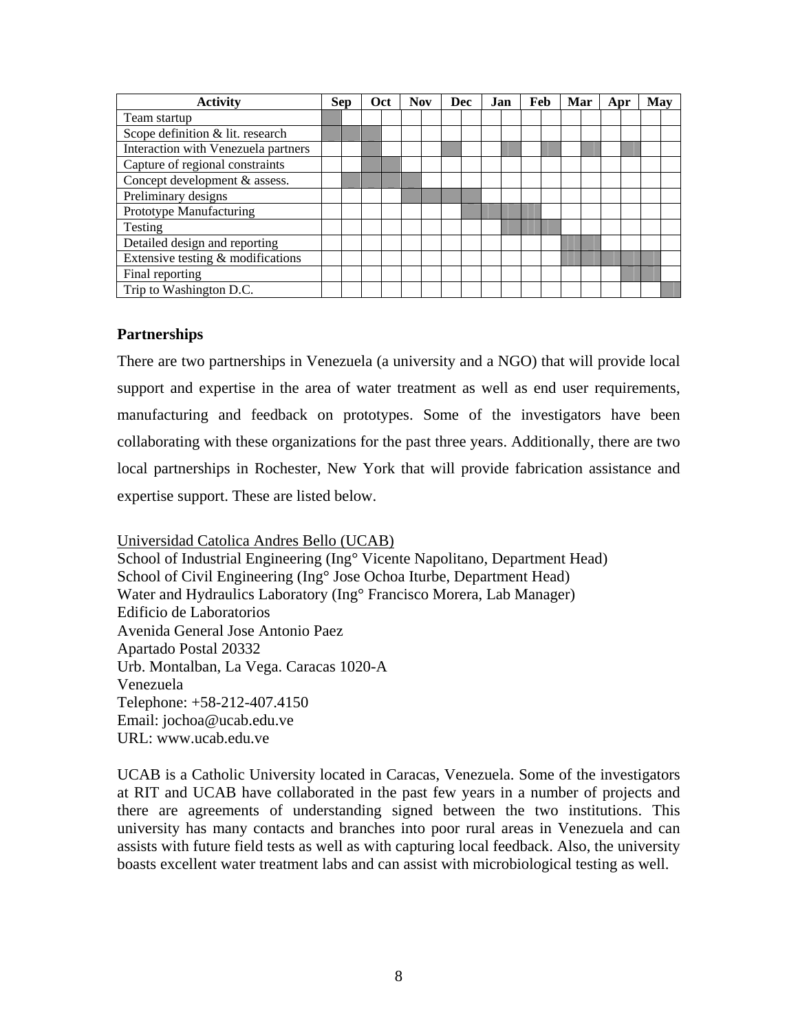| Activity | Sep | | Oct | | Nov | | Dec | | Jan | | Feb | | Mar | | Apr | | May | |
|---|---|---|---|---|---|---|---|---|---|---|---|---|---|---|---|---|---|---|
| Team startup | ■ | | | | | | | | | | | | | | | | | |
| Scope definition & lit. research | ■ | ■ | ■ | | | | | | | | | | | | | | | |
| Interaction with Venezuela partners | | | ■ | | | | ■ | | | ■ | | ■ | | ■ | | ■ | | |
| Capture of regional constraints | | | ■ | ■ | | | | | | | | | | | | | | |
| Concept development & assess. | | ■ | ■ | ■ | ■ | | | | | | | | | | | | | |
| Preliminary designs | | | | | ■ | ■ | ■ | ■ | | | | | | | | | | |
| Prototype Manufacturing | | | | | | | | ■ | ■ | ■ | ■ | | | | | | | |
| Testing | | | | | | | | | | ■ | ■ | ■ | | | | | | |
| Detailed design and reporting | | | | | | | | | | | | | ■ | ■ | | | | |
| Extensive testing & modifications | | | | | | | | | | | | | ■ | ■ | ■ | ■ | ■ | |
| Final reporting | | | | | | | | | | | | | | | | ■ | ■ | |
| Trip to Washington D.C. | | | | | | | | | | | | | | | | | | ■ |

### Partnerships

There are two partnerships in Venezuela (a university and a NGO) that will provide local support and expertise in the area of water treatment as well as end user requirements, manufacturing and feedback on prototypes. Some of the investigators have been collaborating with these organizations for the past three years. Additionally, there are two local partnerships in Rochester, New York that will provide fabrication assistance and expertise support. These are listed below.

Universidad Catolica Andres Bello (UCAB)
School of Industrial Engineering (Ing° Vicente Napolitano, Department Head)
School of Civil Engineering (Ing° Jose Ochoa Iturbe, Department Head)
Water and Hydraulics Laboratory (Ing° Francisco Morera, Lab Manager)
Edificio de Laboratorios
Avenida General Jose Antonio Paez
Apartado Postal 20332
Urb. Montalban, La Vega. Caracas 1020-A
Venezuela
Telephone: +58-212-407.4150
Email: jochoa@ucab.edu.ve
URL: www.ucab.edu.ve

UCAB is a Catholic University located in Caracas, Venezuela. Some of the investigators at RIT and UCAB have collaborated in the past few years in a number of projects and there are agreements of understanding signed between the two institutions. This university has many contacts and branches into poor rural areas in Venezuela and can assists with future field tests as well as with capturing local feedback. Also, the university boasts excellent water treatment labs and can assist with microbiological testing as well.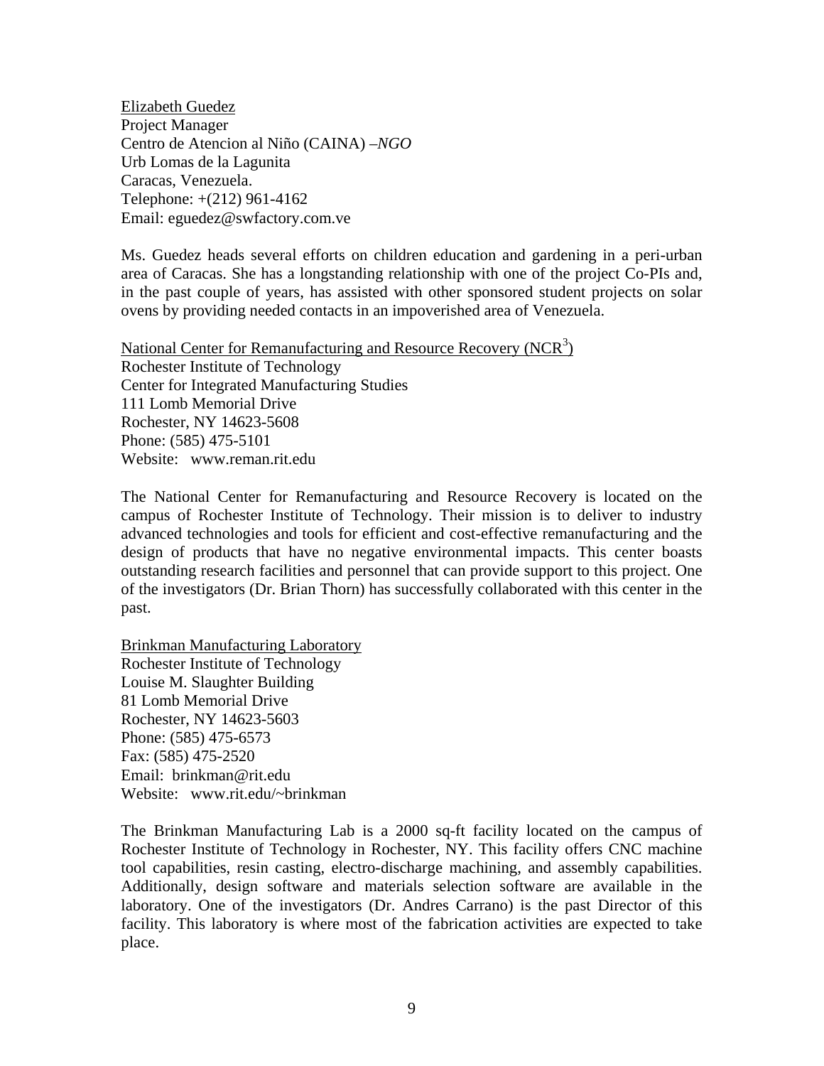Elizabeth Guedez
Project Manager
Centro de Atencion al Niño (CAINA) –*NGO*
Urb Lomas de la Lagunita
Caracas, Venezuela.
Telephone: +(212) 961-4162
Email: eguedez@swfactory.com.ve

Ms. Guedez heads several efforts on children education and gardening in a peri-urban area of Caracas. She has a longstanding relationship with one of the project Co-PIs and, in the past couple of years, has assisted with other sponsored student projects on solar ovens by providing needed contacts in an impoverished area of Venezuela.

National Center for Remanufacturing and Resource Recovery ($NCR^3$)
Rochester Institute of Technology
Center for Integrated Manufacturing Studies
111 Lomb Memorial Drive
Rochester, NY 14623-5608
Phone: (585) 475-5101
Website: www.reman.rit.edu

The National Center for Remanufacturing and Resource Recovery is located on the campus of Rochester Institute of Technology. Their mission is to deliver to industry advanced technologies and tools for efficient and cost-effective remanufacturing and the design of products that have no negative environmental impacts. This center boasts outstanding research facilities and personnel that can provide support to this project. One of the investigators (Dr. Brian Thorn) has successfully collaborated with this center in the past.

Brinkman Manufacturing Laboratory
Rochester Institute of Technology
Louise M. Slaughter Building
81 Lomb Memorial Drive
Rochester, NY 14623-5603
Phone: (585) 475-6573
Fax: (585) 475-2520
Email: brinkman@rit.edu
Website: www.rit.edu/~brinkman

The Brinkman Manufacturing Lab is a 2000 sq-ft facility located on the campus of Rochester Institute of Technology in Rochester, NY. This facility offers CNC machine tool capabilities, resin casting, electro-discharge machining, and assembly capabilities. Additionally, design software and materials selection software are available in the laboratory. One of the investigators (Dr. Andres Carrano) is the past Director of this facility. This laboratory is where most of the fabrication activities are expected to take place.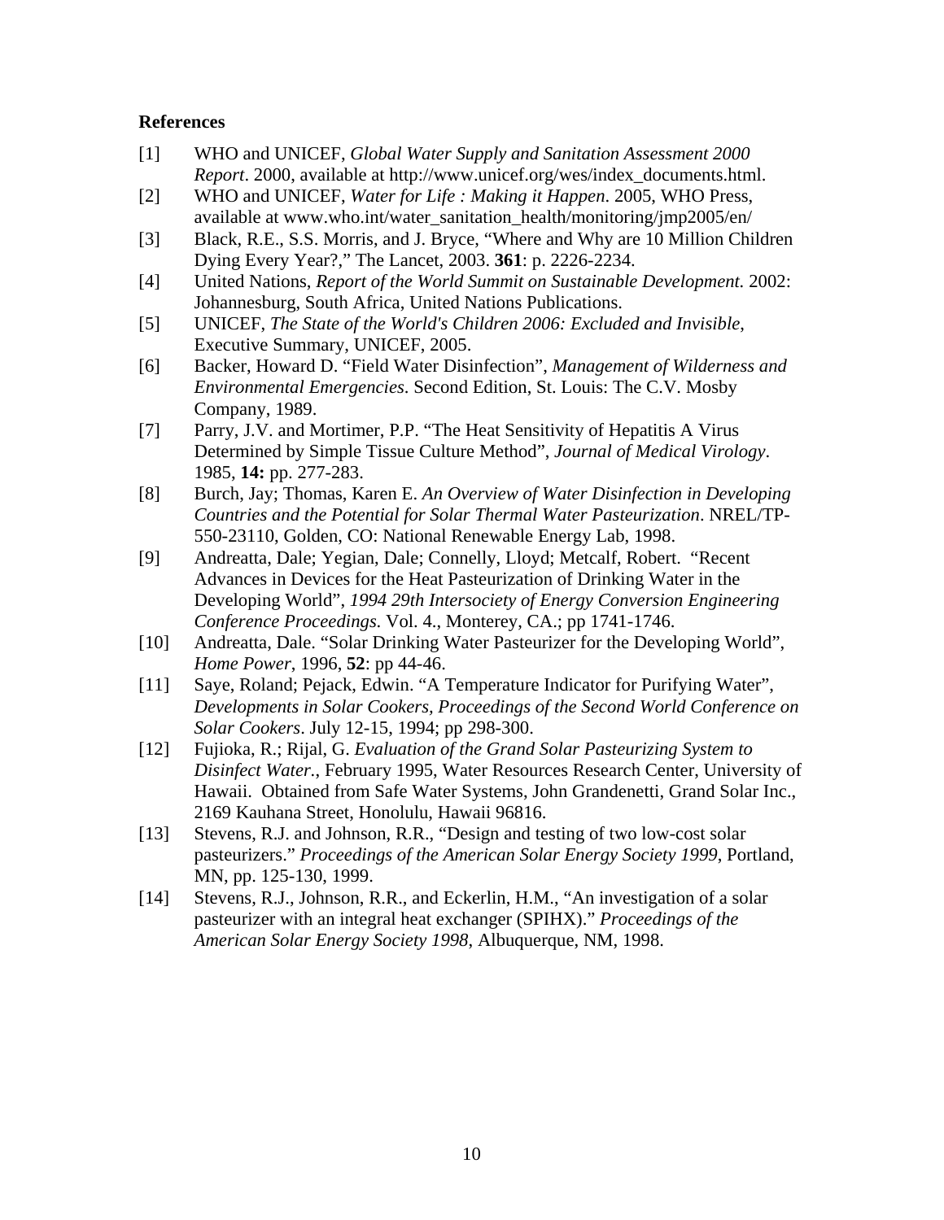**References**

[1] WHO and UNICEF, *Global Water Supply and Sanitation Assessment 2000 Report*. 2000, available at http://www.unicef.org/wes/index_documents.html.

[2] WHO and UNICEF, *Water for Life : Making it Happen*. 2005, WHO Press, available at www.who.int/water_sanitation_health/monitoring/jmp2005/en/

[3] Black, R.E., S.S. Morris, and J. Bryce, "Where and Why are 10 Million Children Dying Every Year?," The Lancet, 2003. **361**: p. 2226-2234.

[4] United Nations, *Report of the World Summit on Sustainable Development.* 2002: Johannesburg, South Africa, United Nations Publications.

[5] UNICEF, *The State of the World's Children 2006: Excluded and Invisible*, Executive Summary, UNICEF, 2005.

[6] Backer, Howard D. "Field Water Disinfection", *Management of Wilderness and Environmental Emergencies*. Second Edition, St. Louis: The C.V. Mosby Company, 1989.

[7] Parry, J.V. and Mortimer, P.P. "The Heat Sensitivity of Hepatitis A Virus Determined by Simple Tissue Culture Method", *Journal of Medical Virology*. 1985, **14:** pp. 277-283.

[8] Burch, Jay; Thomas, Karen E. *An Overview of Water Disinfection in Developing Countries and the Potential for Solar Thermal Water Pasteurization*. NREL/TP-550-23110, Golden, CO: National Renewable Energy Lab, 1998.

[9] Andreatta, Dale; Yegian, Dale; Connelly, Lloyd; Metcalf, Robert. "Recent Advances in Devices for the Heat Pasteurization of Drinking Water in the Developing World", *1994 29th Intersociety of Energy Conversion Engineering Conference Proceedings.* Vol. 4., Monterey, CA.; pp 1741-1746.

[10] Andreatta, Dale. "Solar Drinking Water Pasteurizer for the Developing World", *Home Power*, 1996, **52**: pp 44-46.

[11] Saye, Roland; Pejack, Edwin. "A Temperature Indicator for Purifying Water", *Developments in Solar Cookers, Proceedings of the Second World Conference on Solar Cookers*. July 12-15, 1994; pp 298-300.

[12] Fujioka, R.; Rijal, G. *Evaluation of the Grand Solar Pasteurizing System to Disinfect Water.*, February 1995, Water Resources Research Center, University of Hawaii. Obtained from Safe Water Systems, John Grandenetti, Grand Solar Inc., 2169 Kauhana Street, Honolulu, Hawaii 96816.

[13] Stevens, R.J. and Johnson, R.R., "Design and testing of two low-cost solar pasteurizers." *Proceedings of the American Solar Energy Society 1999*, Portland, MN, pp. 125-130, 1999.

[14] Stevens, R.J., Johnson, R.R., and Eckerlin, H.M., "An investigation of a solar pasteurizer with an integral heat exchanger (SPIHX)." *Proceedings of the American Solar Energy Society 1998*, Albuquerque, NM, 1998.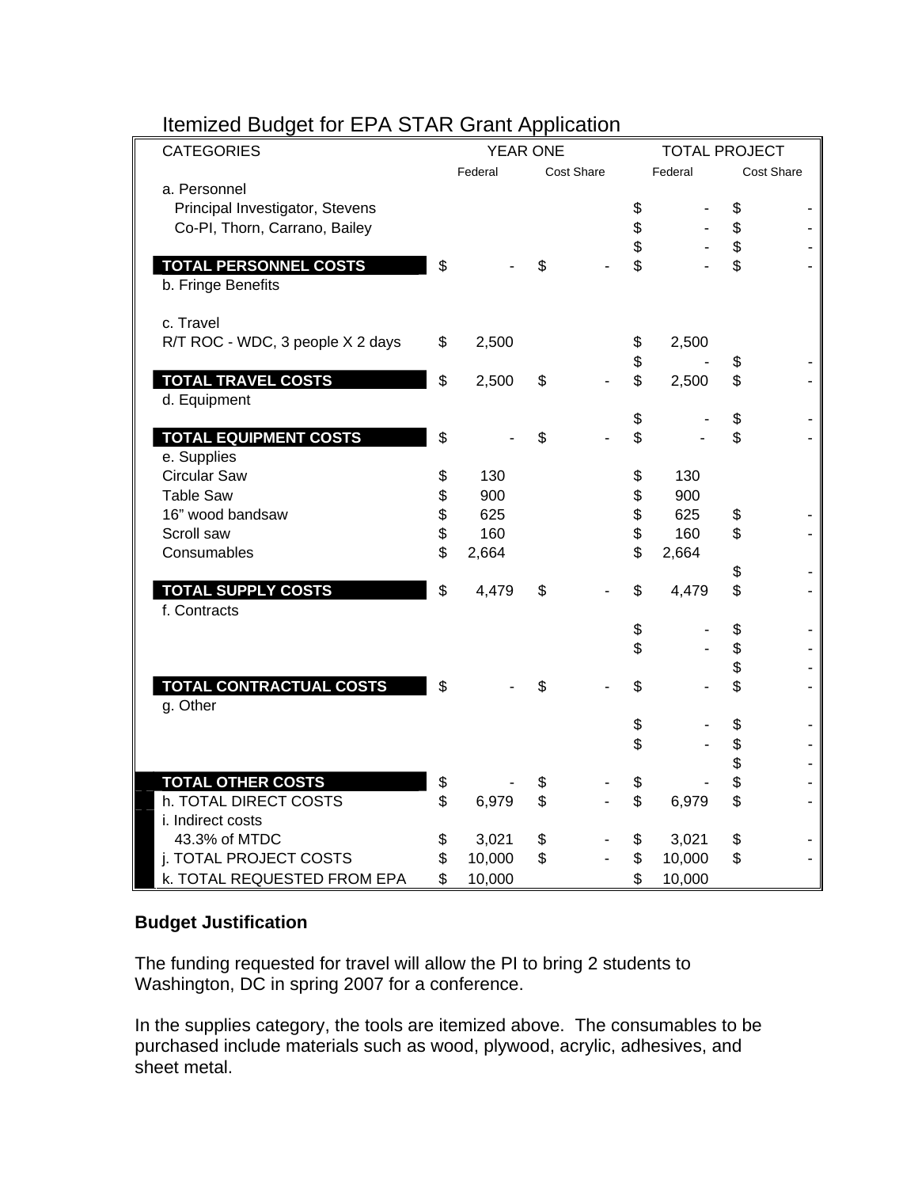# Itemized Budget for EPA STAR Grant Application

| CATEGORIES | YEAR ONE | | TOTAL PROJECT | |
|---|---|---|---|---|
| | Federal | Cost Share | Federal | Cost Share |
| a. Personnel | | | | |
| Principal Investigator, Stevens | | | $ - | $ - |
| Co-PI, Thorn, Carrano, Bailey | | | $ - | $ - |
| | | | $ - | $ - |
| **TOTAL PERSONNEL COSTS** | $ - | $ - | $ - | $ - |
| b. Fringe Benefits | | | | |
| c. Travel | | | | |
| R/T ROC - WDC, 3 people X 2 days | $ 2,500 | | $ 2,500 | |
| | | | $ - | $ - |
| **TOTAL TRAVEL COSTS** | $ 2,500 | $ - | $ 2,500 | $ - |
| d. Equipment | | | | |
| | | | $ - | $ - |
| **TOTAL EQUIPMENT COSTS** | $ - | $ - | $ - | $ - |
| e. Supplies | | | | |
| Circular Saw | $ 130 | | $ 130 | |
| Table Saw | $ 900 | | $ 900 | |
| 16" wood bandsaw | $ 625 | | $ 625 | $ - |
| Scroll saw | $ 160 | | $ 160 | $ - |
| Consumables | $ 2,664 | | $ 2,664 | |
| | | | | $ - |
| **TOTAL SUPPLY COSTS** | $ 4,479 | $ - | $ 4,479 | $ - |
| f. Contracts | | | | |
| | | | $ - | $ - |
| | | | $ - | $ - |
| | | | | $ - |
| **TOTAL CONTRACTUAL COSTS** | $ - | $ - | $ - | $ - |
| g. Other | | | | |
| | | | $ - | $ - |
| | | | $ - | $ - |
| | | | | $ - |
| **TOTAL OTHER COSTS** | $ - | $ - | $ - | $ - |
| h. TOTAL DIRECT COSTS | $ 6,979 | $ - | $ 6,979 | $ - |
| i. Indirect costs | | | | |
| 43.3% of MTDC | $ 3,021 | $ - | $ 3,021 | $ - |
| j. TOTAL PROJECT COSTS | $ 10,000 | $ - | $ 10,000 | $ - |
| k. TOTAL REQUESTED FROM EPA | $ 10,000 | | $ 10,000 | |

**Budget Justification**

The funding requested for travel will allow the PI to bring 2 students to Washington, DC in spring 2007 for a conference.

In the supplies category, the tools are itemized above. The consumables to be purchased include materials such as wood, plywood, acrylic, adhesives, and sheet metal.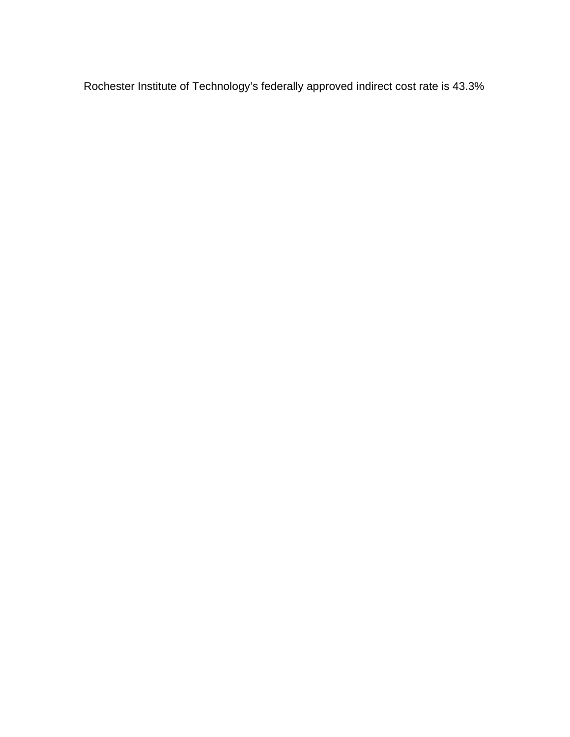Rochester Institute of Technology’s federally approved indirect cost rate is 43.3%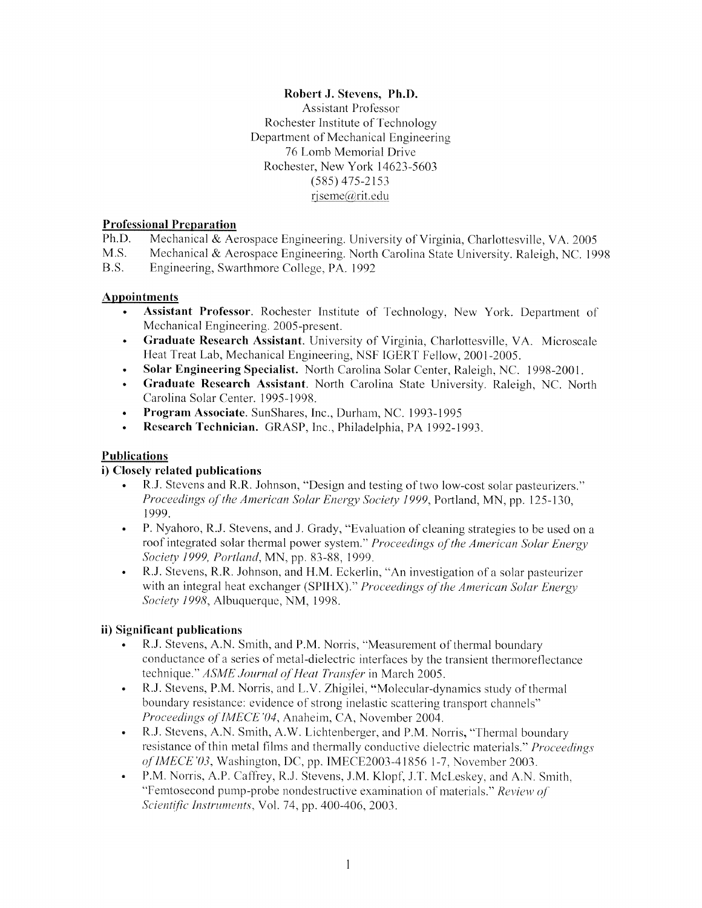**Robert J. Stevens, Ph.D.**
Assistant Professor
Rochester Institute of Technology
Department of Mechanical Engineering
76 Lomb Memorial Drive
Rochester, New York 14623-5603
(585) 475-2153
rjseme@rit.edu

## Professional Preparation

Ph.D. Mechanical & Aerospace Engineering. University of Virginia, Charlottesville, VA. 2005
M.S. Mechanical & Aerospace Engineering. North Carolina State University. Raleigh, NC. 1998
B.S. Engineering, Swarthmore College, PA. 1992

## Appointments

- **Assistant Professor**. Rochester Institute of Technology, New York. Department of Mechanical Engineering. 2005-present.
- **Graduate Research Assistant**. University of Virginia, Charlottesville, VA. Microscale Heat Treat Lab, Mechanical Engineering, NSF IGERT Fellow, 2001-2005.
- **Solar Engineering Specialist.** North Carolina Solar Center, Raleigh, NC. 1998-2001.
- **Graduate Research Assistant**. North Carolina State University. Raleigh, NC. North Carolina Solar Center. 1995-1998.
- **Program Associate.** SunShares, Inc., Durham, NC. 1993-1995
- **Research Technician.** GRASP, Inc., Philadelphia, PA 1992-1993.

## Publications

### i) Closely related publications

- R.J. Stevens and R.R. Johnson, "Design and testing of two low-cost solar pasteurizers." *Proceedings of the American Solar Energy Society 1999*, Portland, MN, pp. 125-130, 1999.
- P. Nyahoro, R.J. Stevens, and J. Grady, "Evaluation of cleaning strategies to be used on a roof integrated solar thermal power system." *Proceedings of the American Solar Energy Society 1999, Portland*, MN, pp. 83-88, 1999.
- R.J. Stevens, R.R. Johnson, and H.M. Eckerlin, "An investigation of a solar pasteurizer with an integral heat exchanger (SPIHX)." *Proceedings of the American Solar Energy Society 1998*, Albuquerque, NM, 1998.

### ii) Significant publications

- R.J. Stevens, A.N. Smith, and P.M. Norris, "Measurement of thermal boundary conductance of a series of metal-dielectric interfaces by the transient thermoreflectance technique." *ASME Journal of Heat Transfer* in March 2005.
- R.J. Stevens, P.M. Norris, and L.V. Zhigilei, "Molecular-dynamics study of thermal boundary resistance: evidence of strong inelastic scattering transport channels" *Proceedings of IMECE'04*, Anaheim, CA, November 2004.
- R.J. Stevens, A.N. Smith, A.W. Lichtenberger, and P.M. Norris, "Thermal boundary resistance of thin metal films and thermally conductive dielectric materials." *Proceedings of IMECE'03*, Washington, DC, pp. IMECE2003-41856 1-7, November 2003.
- P.M. Norris, A.P. Caffrey, R.J. Stevens, J.M. Klopf, J.T. McLeskey, and A.N. Smith, "Femtosecond pump-probe nondestructive examination of materials." *Review of Scientific Instruments*, Vol. 74, pp. 400-406, 2003.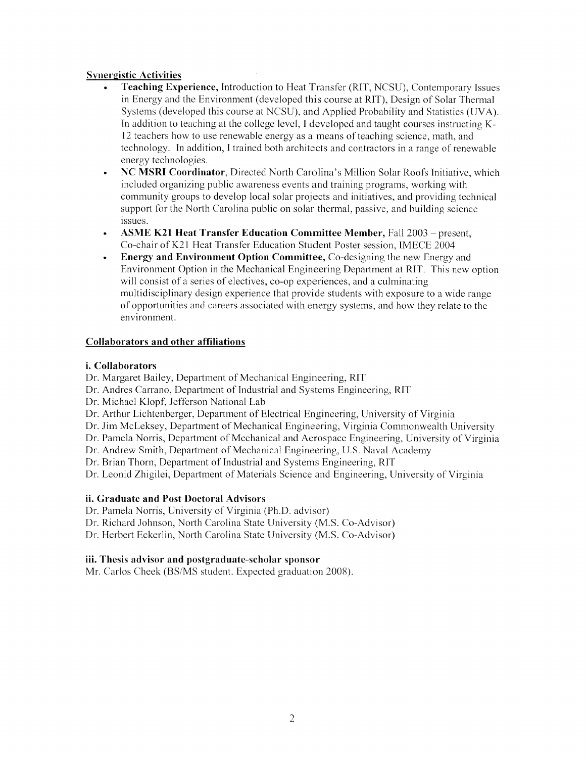## Synergistic Activities

- **Teaching Experience,** Introduction to Heat Transfer (RIT, NCSU), Contemporary Issues in Energy and the Environment (developed this course at RIT), Design of Solar Thermal Systems (developed this course at NCSU), and Applied Probability and Statistics (UVA). In addition to teaching at the college level, I developed and taught courses instructing K-12 teachers how to use renewable energy as a means of teaching science, math, and technology. In addition, I trained both architects and contractors in a range of renewable energy technologies.
- **NC MSRI Coordinator,** Directed North Carolina's Million Solar Roofs Initiative, which included organizing public awareness events and training programs, working with community groups to develop local solar projects and initiatives, and providing technical support for the North Carolina public on solar thermal, passive, and building science issues.
- **ASME K21 Heat Transfer Education Committee Member,** Fall 2003 – present, Co-chair of K21 Heat Transfer Education Student Poster session, IMECE 2004
- **Energy and Environment Option Committee,** Co-designing the new Energy and Environment Option in the Mechanical Engineering Department at RIT. This new option will consist of a series of electives, co-op experiences, and a culminating multidisciplinary design experience that provide students with exposure to a wide range of opportunities and careers associated with energy systems, and how they relate to the environment.

## Collaborators and other affiliations

### i. Collaborators

Dr. Margaret Bailey, Department of Mechanical Engineering, RIT
Dr. Andres Carrano, Department of Industrial and Systems Engineering, RIT
Dr. Michael Klopf, Jefferson National Lab
Dr. Arthur Lichtenberger, Department of Electrical Engineering, University of Virginia
Dr. Jim McLeksey, Department of Mechanical Engineering, Virginia Commonwealth University
Dr. Pamela Norris, Department of Mechanical and Aerospace Engineering, University of Virginia
Dr. Andrew Smith, Department of Mechanical Engineering, U.S. Naval Academy
Dr. Brian Thorn, Department of Industrial and Systems Engineering, RIT
Dr. Leonid Zhigilei, Department of Materials Science and Engineering, University of Virginia

### ii. Graduate and Post Doctoral Advisors

Dr. Pamela Norris, University of Virginia (Ph.D. advisor)
Dr. Richard Johnson, North Carolina State University (M.S. Co-Advisor)
Dr. Herbert Eckerlin, North Carolina State University (M.S. Co-Advisor)

### iii. Thesis advisor and postgraduate-scholar sponsor

Mr. Carlos Cheek (BS/MS student. Expected graduation 2008).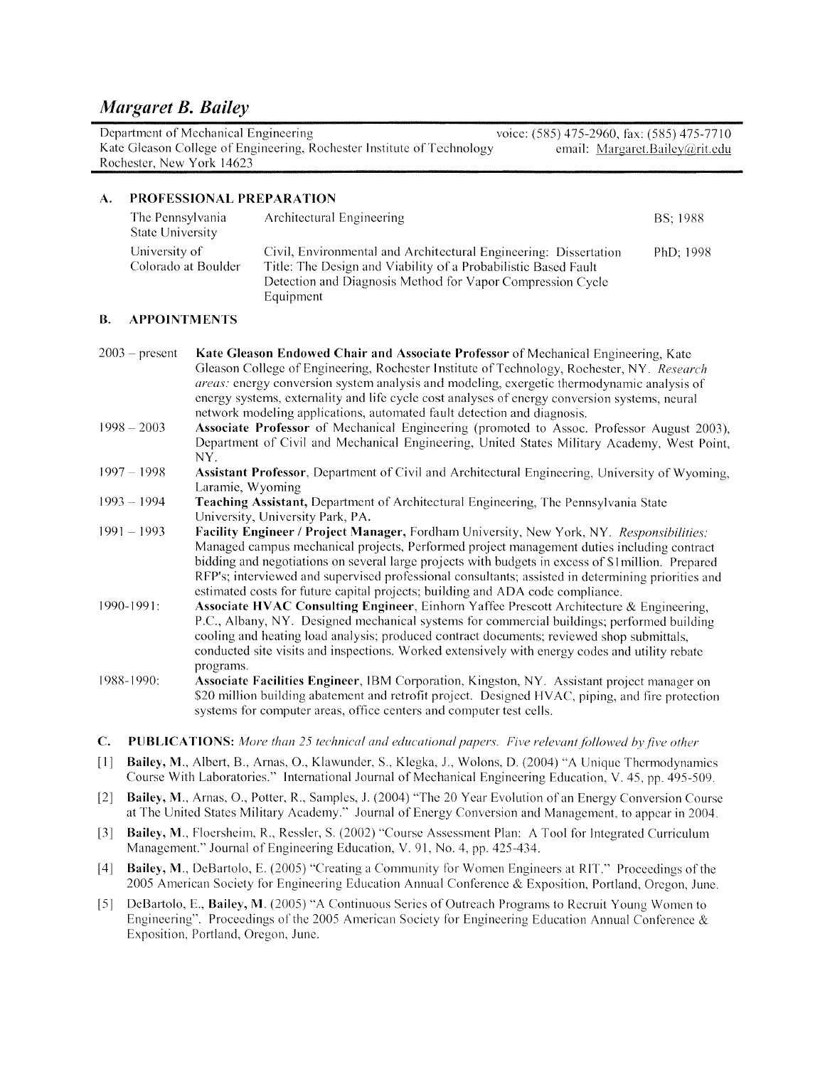# *Margaret B. Bailey*

Department of Mechanical Engineering | voice: (585) 475-2960, fax: (585) 475-7710
Kate Gleason College of Engineering, Rochester Institute of Technology | email: Margaret.Bailey@rit.edu
Rochester, New York 14623

## A. PROFESSIONAL PREPARATION

| | | |
|---|---|---|
| The Pennsylvania State University | Architectural Engineering | BS; 1988 |
| University of Colorado at Boulder | Civil, Environmental and Architectural Engineering; Dissertation Title: The Design and Viability of a Probabilistic Based Fault Detection and Diagnosis Method for Vapor Compression Cycle Equipment | PhD; 1998 |

## B. APPOINTMENTS

2003 – present **Kate Gleason Endowed Chair and Associate Professor** of Mechanical Engineering, Kate Gleason College of Engineering, Rochester Institute of Technology, Rochester, NY. *Research areas:* energy conversion system analysis and modeling, exergetic thermodynamic analysis of energy systems, externality and life cycle cost analyses of energy conversion systems, neural network modeling applications, automated fault detection and diagnosis.

1998 – 2003 **Associate Professor** of Mechanical Engineering (promoted to Assoc. Professor August 2003), Department of Civil and Mechanical Engineering, United States Military Academy, West Point, NY.

1997 – 1998 **Assistant Professor**, Department of Civil and Architectural Engineering, University of Wyoming, Laramie, Wyoming

1993 – 1994 **Teaching Assistant,** Department of Architectural Engineering, The Pennsylvania State University, University Park, PA.

1991 – 1993 **Facility Engineer / Project Manager,** Fordham University, New York, NY. *Responsibilities:* Managed campus mechanical projects, Performed project management duties including contract bidding and negotiations on several large projects with budgets in excess of $1million. Prepared RFP's; interviewed and supervised professional consultants; assisted in determining priorities and estimated costs for future capital projects; building and ADA code compliance.

1990-1991: **Associate HVAC Consulting Engineer**, Einhorn Yaffee Prescott Architecture & Engineering, P.C., Albany, NY. Designed mechanical systems for commercial buildings; performed building cooling and heating load analysis; produced contract documents; reviewed shop submittals, conducted site visits and inspections. Worked extensively with energy codes and utility rebate programs.

1988-1990: **Associate Facilities Engineer**, IBM Corporation, Kingston, NY. Assistant project manager on $20 million building abatement and retrofit project. Designed HVAC, piping, and fire protection systems for computer areas, office centers and computer test cells.

## C. PUBLICATIONS: *More than 25 technical and educational papers. Five relevant followed by five other*

[1] **Bailey, M.**, Albert, B., Arnas, O., Klawunder, S., Klegka, J., Wolons, D. (2004) "A Unique Thermodynamics Course With Laboratories." International Journal of Mechanical Engineering Education, V. 45, pp. 495-509.

[2] **Bailey, M.**, Arnas, O., Potter, R., Samples, J. (2004) "The 20 Year Evolution of an Energy Conversion Course at The United States Military Academy." Journal of Energy Conversion and Management, to appear in 2004.

[3] **Bailey, M.**, Floersheim, R., Ressler, S. (2002) "Course Assessment Plan: A Tool for Integrated Curriculum Management." Journal of Engineering Education, V. 91, No. 4, pp. 425-434.

[4] **Bailey, M.**, DeBartolo, E. (2005) "Creating a Community for Women Engineers at RIT." Proceedings of the 2005 American Society for Engineering Education Annual Conference & Exposition, Portland, Oregon, June.

[5] DeBartolo, E., **Bailey, M.** (2005) "A Continuous Series of Outreach Programs to Recruit Young Women to Engineering". Proceedings of the 2005 American Society for Engineering Education Annual Conference & Exposition, Portland, Oregon, June.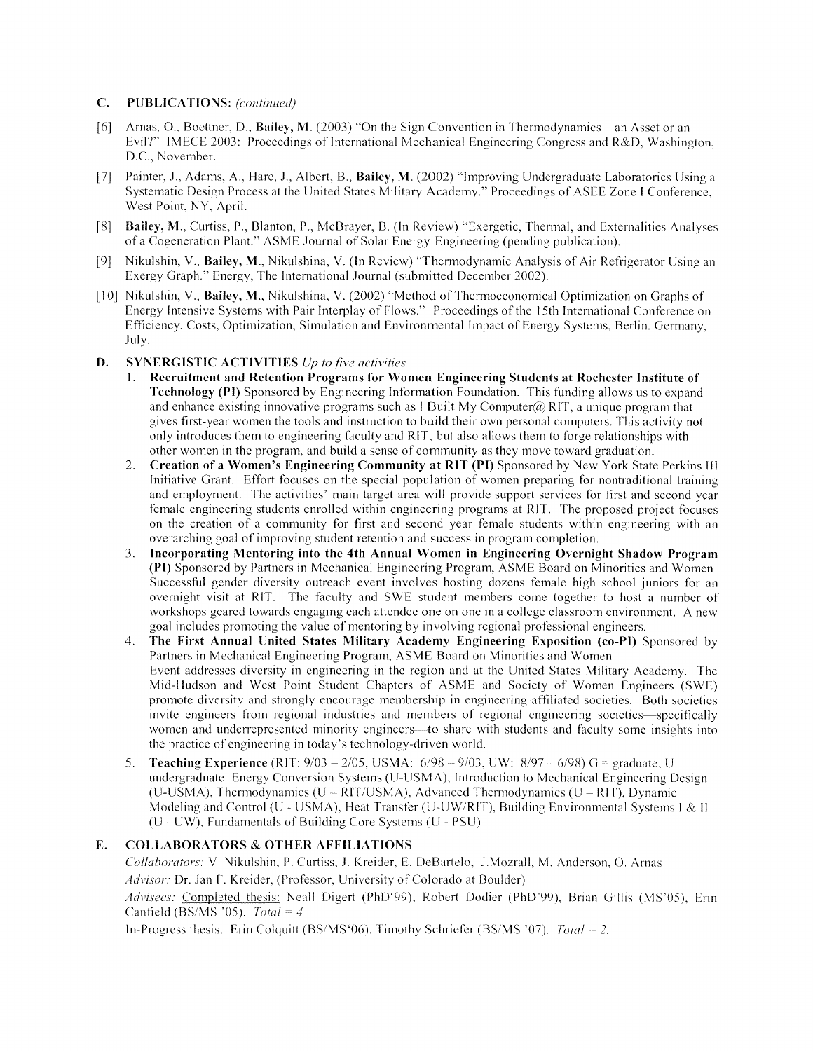## C. PUBLICATIONS: *(continued)*

[6] Arnas, O., Boettner, D., **Bailey, M.** (2003) "On the Sign Convention in Thermodynamics – an Asset or an Evil?" IMECE 2003: Proceedings of International Mechanical Engineering Congress and R&D, Washington, D.C., November.

[7] Painter, J., Adams, A., Hare, J., Albert, B., **Bailey, M.** (2002) "Improving Undergraduate Laboratories Using a Systematic Design Process at the United States Military Academy." Proceedings of ASEE Zone I Conference, West Point, NY, April.

[8] **Bailey, M.**, Curtiss, P., Blanton, P., McBrayer, B. (In Review) "Exergetic, Thermal, and Externalities Analyses of a Cogeneration Plant." ASME Journal of Solar Energy Engineering (pending publication).

[9] Nikulshin, V., **Bailey, M.**, Nikulshina, V. (In Review) "Thermodynamic Analysis of Air Refrigerator Using an Exergy Graph." Energy, The International Journal (submitted December 2002).

[10] Nikulshin, V., **Bailey, M.**, Nikulshina, V. (2002) "Method of Thermoeconomical Optimization on Graphs of Energy Intensive Systems with Pair Interplay of Flows." Proceedings of the 15th International Conference on Efficiency, Costs, Optimization, Simulation and Environmental Impact of Energy Systems, Berlin, Germany, July.

## D. SYNERGISTIC ACTIVITIES *Up to five activities*

1. **Recruitment and Retention Programs for Women Engineering Students at Rochester Institute of Technology (PI)** Sponsored by Engineering Information Foundation. This funding allows us to expand and enhance existing innovative programs such as I Built My Computer@ RIT, a unique program that gives first-year women the tools and instruction to build their own personal computers. This activity not only introduces them to engineering faculty and RIT, but also allows them to forge relationships with other women in the program, and build a sense of community as they move toward graduation.
2. **Creation of a Women's Engineering Community at RIT (PI)** Sponsored by New York State Perkins III Initiative Grant. Effort focuses on the special population of women preparing for nontraditional training and employment. The activities' main target area will provide support services for first and second year female engineering students enrolled within engineering programs at RIT. The proposed project focuses on the creation of a community for first and second year female students within engineering with an overarching goal of improving student retention and success in program completion.
3. **Incorporating Mentoring into the 4th Annual Women in Engineering Overnight Shadow Program (PI)** Sponsored by Partners in Mechanical Engineering Program, ASME Board on Minorities and Women Successful gender diversity outreach event involves hosting dozens female high school juniors for an overnight visit at RIT. The faculty and SWE student members come together to host a number of workshops geared towards engaging each attendee one on one in a college classroom environment. A new goal includes promoting the value of mentoring by involving regional professional engineers.
4. **The First Annual United States Military Academy Engineering Exposition (co-PI)** Sponsored by Partners in Mechanical Engineering Program, ASME Board on Minorities and Women
   Event addresses diversity in engineering in the region and at the United States Military Academy. The Mid-Hudson and West Point Student Chapters of ASME and Society of Women Engineers (SWE) promote diversity and strongly encourage membership in engineering-affiliated societies. Both societies invite engineers from regional industries and members of regional engineering societies—specifically women and underrepresented minority engineers—to share with students and faculty some insights into the practice of engineering in today's technology-driven world.
5. **Teaching Experience** (RIT: 9/03 – 2/05, USMA: 6/98 – 9/03, UW: 8/97 – 6/98) G = graduate; U = undergraduate Energy Conversion Systems (U-USMA), Introduction to Mechanical Engineering Design (U-USMA), Thermodynamics (U – RIT/USMA), Advanced Thermodynamics (U – RIT), Dynamic Modeling and Control (U - USMA), Heat Transfer (U-UW/RIT), Building Environmental Systems I & II (U - UW), Fundamentals of Building Core Systems (U - PSU)

## E. COLLABORATORS & OTHER AFFILIATIONS

*Collaborators:* V. Nikulshin, P. Curtiss, J. Kreider, E. DeBartelo, J.Mozrall, M. Anderson, O. Arnas

*Advisor:* Dr. Jan F. Kreider, (Professor, University of Colorado at Boulder)

*Advisees:* Completed thesis: Neall Digert (PhD'99); Robert Dodier (PhD'99), Brian Gillis (MS'05), Erin Canfield (BS/MS '05). *Total = 4*

In-Progress thesis: Erin Colquitt (BS/MS'06), Timothy Schriefer (BS/MS '07). *Total = 2.*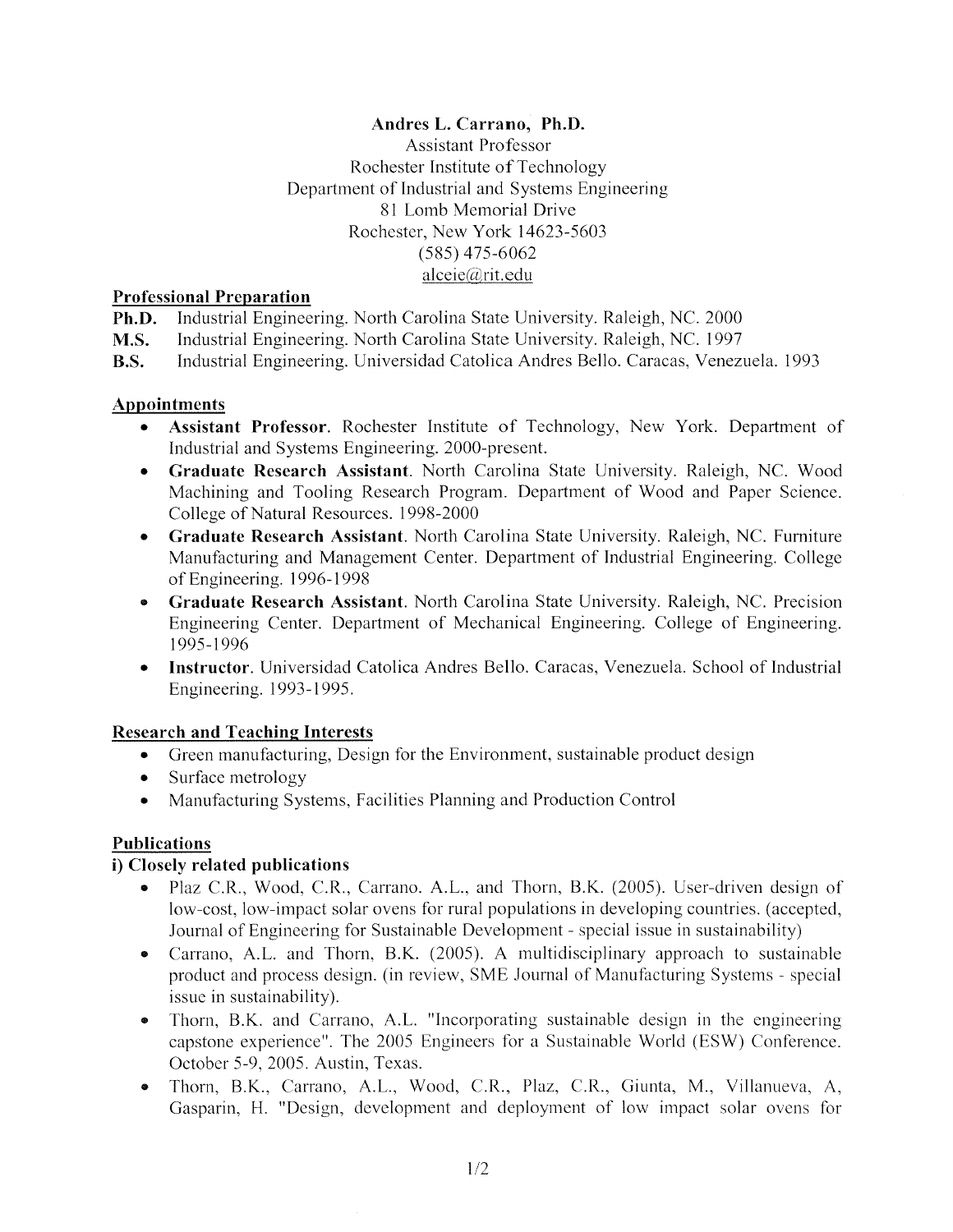**Andres L. Carrano, Ph.D.**
Assistant Professor
Rochester Institute of Technology
Department of Industrial and Systems Engineering
81 Lomb Memorial Drive
Rochester, New York 14623-5603
(585) 475-6062
alceie@rit.edu

## Professional Preparation

**Ph.D.** Industrial Engineering. North Carolina State University. Raleigh, NC. 2000
**M.S.** Industrial Engineering. North Carolina State University. Raleigh, NC. 1997
**B.S.** Industrial Engineering. Universidad Catolica Andres Bello. Caracas, Venezuela. 1993

## Appointments

- **Assistant Professor**. Rochester Institute of Technology, New York. Department of Industrial and Systems Engineering. 2000-present.
- **Graduate Research Assistant**. North Carolina State University. Raleigh, NC. Wood Machining and Tooling Research Program. Department of Wood and Paper Science. College of Natural Resources. 1998-2000
- **Graduate Research Assistant**. North Carolina State University. Raleigh, NC. Furniture Manufacturing and Management Center. Department of Industrial Engineering. College of Engineering. 1996-1998
- **Graduate Research Assistant**. North Carolina State University. Raleigh, NC. Precision Engineering Center. Department of Mechanical Engineering. College of Engineering. 1995-1996
- **Instructor**. Universidad Catolica Andres Bello. Caracas, Venezuela. School of Industrial Engineering. 1993-1995.

## Research and Teaching Interests

- Green manufacturing, Design for the Environment, sustainable product design
- Surface metrology
- Manufacturing Systems, Facilities Planning and Production Control

## Publications

### i) Closely related publications

- Plaz C.R., Wood, C.R., Carrano. A.L., and Thorn, B.K. (2005). User-driven design of low-cost, low-impact solar ovens for rural populations in developing countries. (accepted, Journal of Engineering for Sustainable Development - special issue in sustainability)
- Carrano, A.L. and Thorn, B.K. (2005). A multidisciplinary approach to sustainable product and process design. (in review, SME Journal of Manufacturing Systems - special issue in sustainability).
- Thorn, B.K. and Carrano, A.L. "Incorporating sustainable design in the engineering capstone experience". The 2005 Engineers for a Sustainable World (ESW) Conference. October 5-9, 2005. Austin, Texas.
- Thorn, B.K., Carrano, A.L., Wood, C.R., Plaz, C.R., Giunta, M., Villanueva, A, Gasparin, H. "Design, development and deployment of low impact solar ovens for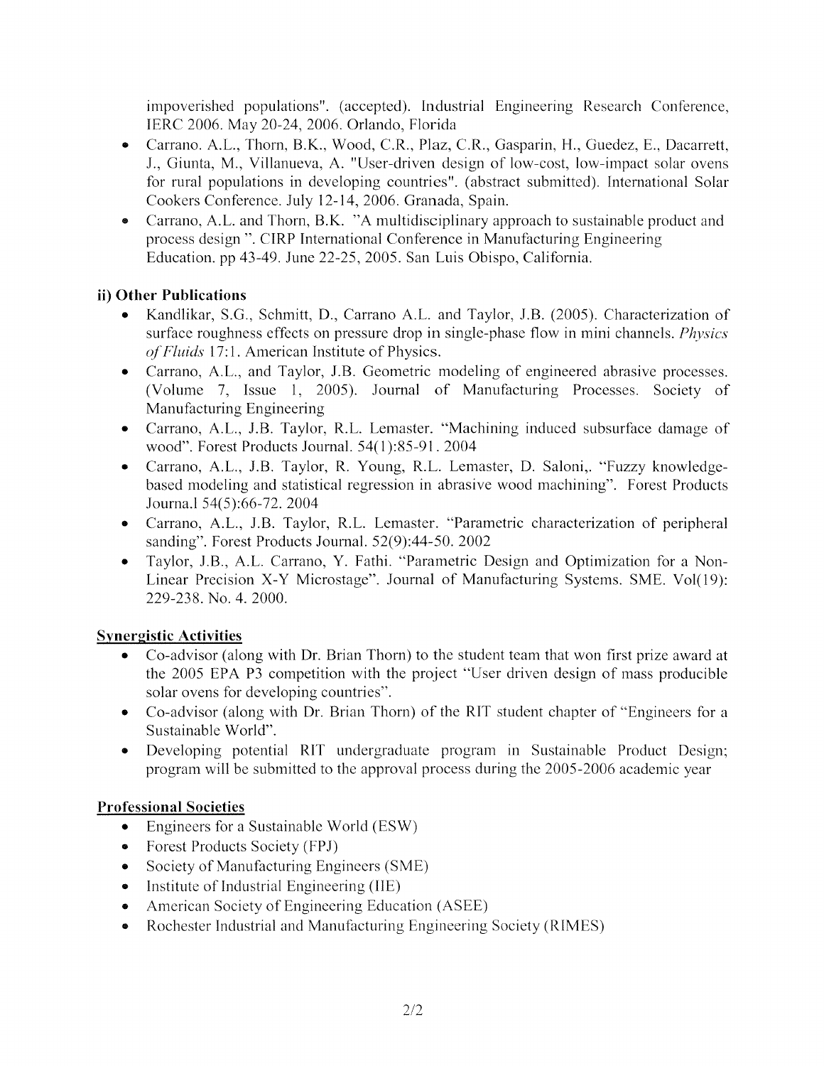impoverished populations". (accepted). Industrial Engineering Research Conference, IERC 2006. May 20-24, 2006. Orlando, Florida

- Carrano. A.L., Thorn, B.K., Wood, C.R., Plaz, C.R., Gasparin, H., Guedez, E., Dacarrett, J., Giunta, M., Villanueva, A. "User-driven design of low-cost, low-impact solar ovens for rural populations in developing countries". (abstract submitted). International Solar Cookers Conference. July 12-14, 2006. Granada, Spain.
- Carrano, A.L. and Thorn, B.K. "A multidisciplinary approach to sustainable product and process design ". CIRP International Conference in Manufacturing Engineering Education. pp 43-49. June 22-25, 2005. San Luis Obispo, California.

### ii) Other Publications

- Kandlikar, S.G., Schmitt, D., Carrano A.L. and Taylor, J.B. (2005). Characterization of surface roughness effects on pressure drop in single-phase flow in mini channels. *Physics of Fluids* 17:1. American Institute of Physics.
- Carrano, A.L., and Taylor, J.B. Geometric modeling of engineered abrasive processes. (Volume 7, Issue 1, 2005). Journal of Manufacturing Processes. Society of Manufacturing Engineering
- Carrano, A.L., J.B. Taylor, R.L. Lemaster. "Machining induced subsurface damage of wood". Forest Products Journal. 54(1):85-91. 2004
- Carrano, A.L., J.B. Taylor, R. Young, R.L. Lemaster, D. Saloni,. "Fuzzy knowledge-based modeling and statistical regression in abrasive wood machining". Forest Products Journa.l 54(5):66-72. 2004
- Carrano, A.L., J.B. Taylor, R.L. Lemaster. "Parametric characterization of peripheral sanding". Forest Products Journal. 52(9):44-50. 2002
- Taylor, J.B., A.L. Carrano, Y. Fathi. "Parametric Design and Optimization for a Non-Linear Precision X-Y Microstage". Journal of Manufacturing Systems. SME. Vol(19): 229-238. No. 4. 2000.

## Synergistic Activities

- Co-advisor (along with Dr. Brian Thorn) to the student team that won first prize award at the 2005 EPA P3 competition with the project "User driven design of mass producible solar ovens for developing countries".
- Co-advisor (along with Dr. Brian Thorn) of the RIT student chapter of "Engineers for a Sustainable World".
- Developing potential RIT undergraduate program in Sustainable Product Design; program will be submitted to the approval process during the 2005-2006 academic year

## Professional Societies

- Engineers for a Sustainable World (ESW)
- Forest Products Society (FPJ)
- Society of Manufacturing Engineers (SME)
- Institute of Industrial Engineering (IIE)
- American Society of Engineering Education (ASEE)
- Rochester Industrial and Manufacturing Engineering Society (RIMES)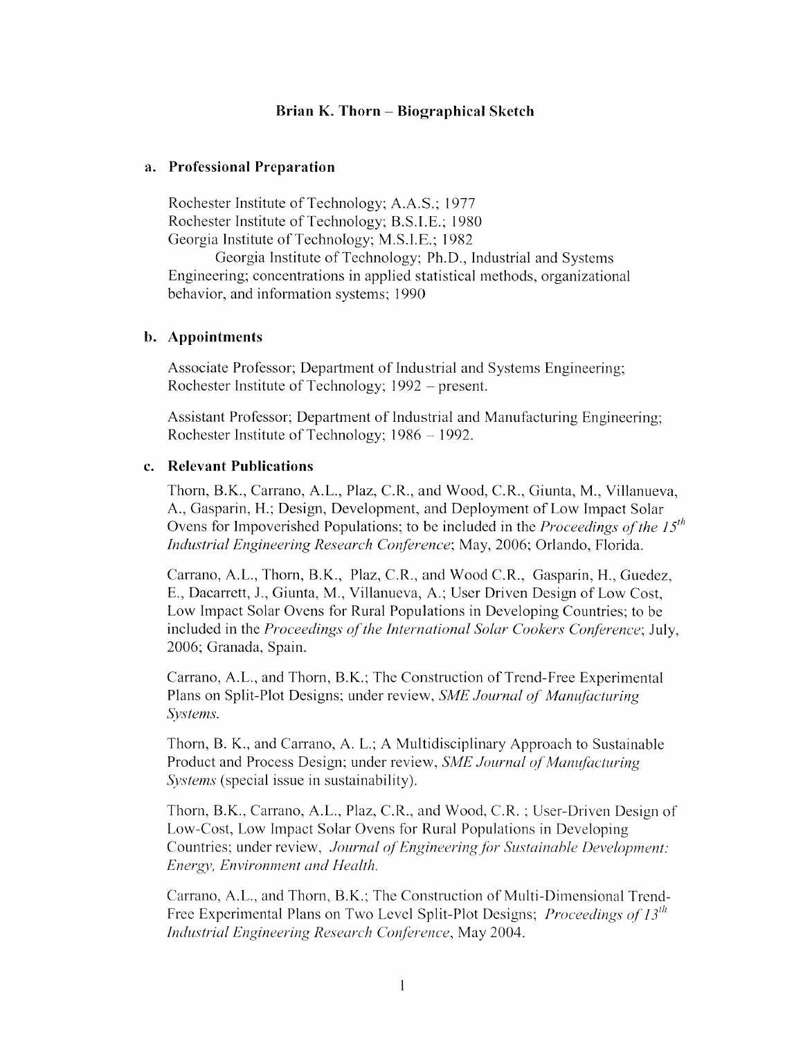## Brian K. Thorn – Biographical Sketch

### a. Professional Preparation

Rochester Institute of Technology; A.A.S.; 1977
Rochester Institute of Technology; B.S.I.E.; 1980
Georgia Institute of Technology; M.S.I.E.; 1982
Georgia Institute of Technology; Ph.D., Industrial and Systems Engineering; concentrations in applied statistical methods, organizational behavior, and information systems; 1990

### b. Appointments

Associate Professor; Department of Industrial and Systems Engineering; Rochester Institute of Technology; 1992 – present.

Assistant Professor; Department of Industrial and Manufacturing Engineering; Rochester Institute of Technology; 1986 – 1992.

### c. Relevant Publications

Thorn, B.K., Carrano, A.L., Plaz, C.R., and Wood, C.R., Giunta, M., Villanueva, A., Gasparin, H.; Design, Development, and Deployment of Low Impact Solar Ovens for Impoverished Populations; to be included in the *Proceedings of the 15th Industrial Engineering Research Conference*; May, 2006; Orlando, Florida.

Carrano, A.L., Thorn, B.K., Plaz, C.R., and Wood C.R., Gasparin, H., Guedez, E., Dacarrett, J., Giunta, M., Villanueva, A.; User Driven Design of Low Cost, Low Impact Solar Ovens for Rural Populations in Developing Countries; to be included in the *Proceedings of the International Solar Cookers Conference*; July, 2006; Granada, Spain.

Carrano, A.L., and Thorn, B.K.; The Construction of Trend-Free Experimental Plans on Split-Plot Designs; under review, *SME Journal of Manufacturing Systems.*

Thorn, B. K., and Carrano, A. L.; A Multidisciplinary Approach to Sustainable Product and Process Design; under review, *SME Journal of Manufacturing Systems* (special issue in sustainability).

Thorn, B.K., Carrano, A.L., Plaz, C.R., and Wood, C.R. ; User-Driven Design of Low-Cost, Low Impact Solar Ovens for Rural Populations in Developing Countries; under review, *Journal of Engineering for Sustainable Development: Energy, Environment and Health.*

Carrano, A.L., and Thorn, B.K.; The Construction of Multi-Dimensional Trend-Free Experimental Plans on Two Level Split-Plot Designs; *Proceedings of 13th Industrial Engineering Research Conference*, May 2004.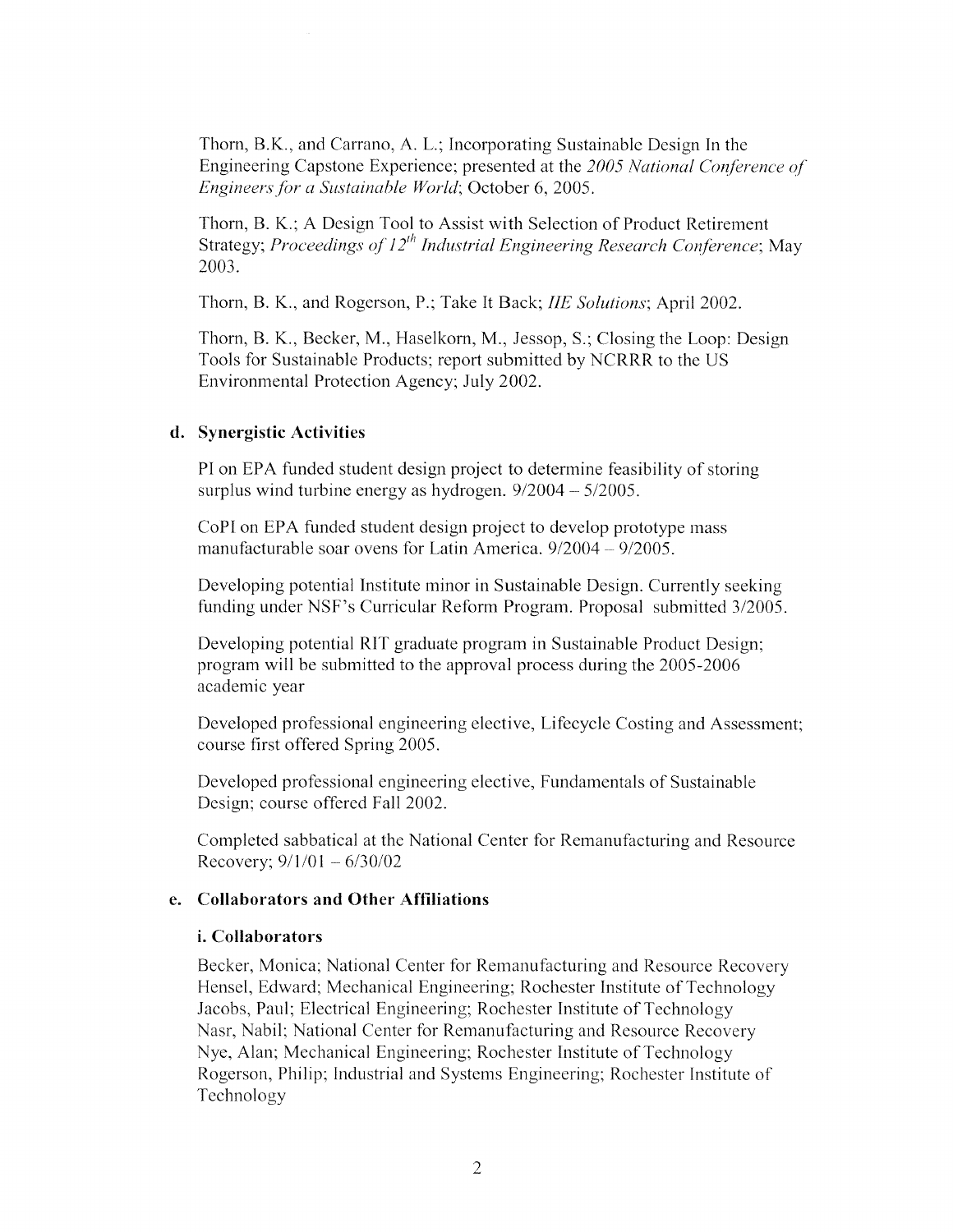Thorn, B.K., and Carrano, A. L.; Incorporating Sustainable Design In the Engineering Capstone Experience; presented at the *2005 National Conference of Engineers for a Sustainable World*; October 6, 2005.

Thorn, B. K.; A Design Tool to Assist with Selection of Product Retirement Strategy; *Proceedings of 12th Industrial Engineering Research Conference*; May 2003.

Thorn, B. K., and Rogerson, P.; Take It Back; *IIE Solutions*; April 2002.

Thorn, B. K., Becker, M., Haselkorn, M., Jessop, S.; Closing the Loop: Design Tools for Sustainable Products; report submitted by NCRRR to the US Environmental Protection Agency; July 2002.

### d. Synergistic Activities

PI on EPA funded student design project to determine feasibility of storing surplus wind turbine energy as hydrogen. 9/2004 – 5/2005.

CoPI on EPA funded student design project to develop prototype mass manufacturable soar ovens for Latin America. 9/2004 – 9/2005.

Developing potential Institute minor in Sustainable Design. Currently seeking funding under NSF's Curricular Reform Program. Proposal submitted 3/2005.

Developing potential RIT graduate program in Sustainable Product Design; program will be submitted to the approval process during the 2005-2006 academic year

Developed professional engineering elective, Lifecycle Costing and Assessment; course first offered Spring 2005.

Developed professional engineering elective, Fundamentals of Sustainable Design; course offered Fall 2002.

Completed sabbatical at the National Center for Remanufacturing and Resource Recovery; 9/1/01 – 6/30/02

### e. Collaborators and Other Affiliations

#### i. Collaborators

Becker, Monica; National Center for Remanufacturing and Resource Recovery
Hensel, Edward; Mechanical Engineering; Rochester Institute of Technology
Jacobs, Paul; Electrical Engineering; Rochester Institute of Technology
Nasr, Nabil; National Center for Remanufacturing and Resource Recovery
Nye, Alan; Mechanical Engineering; Rochester Institute of Technology
Rogerson, Philip; Industrial and Systems Engineering; Rochester Institute of Technology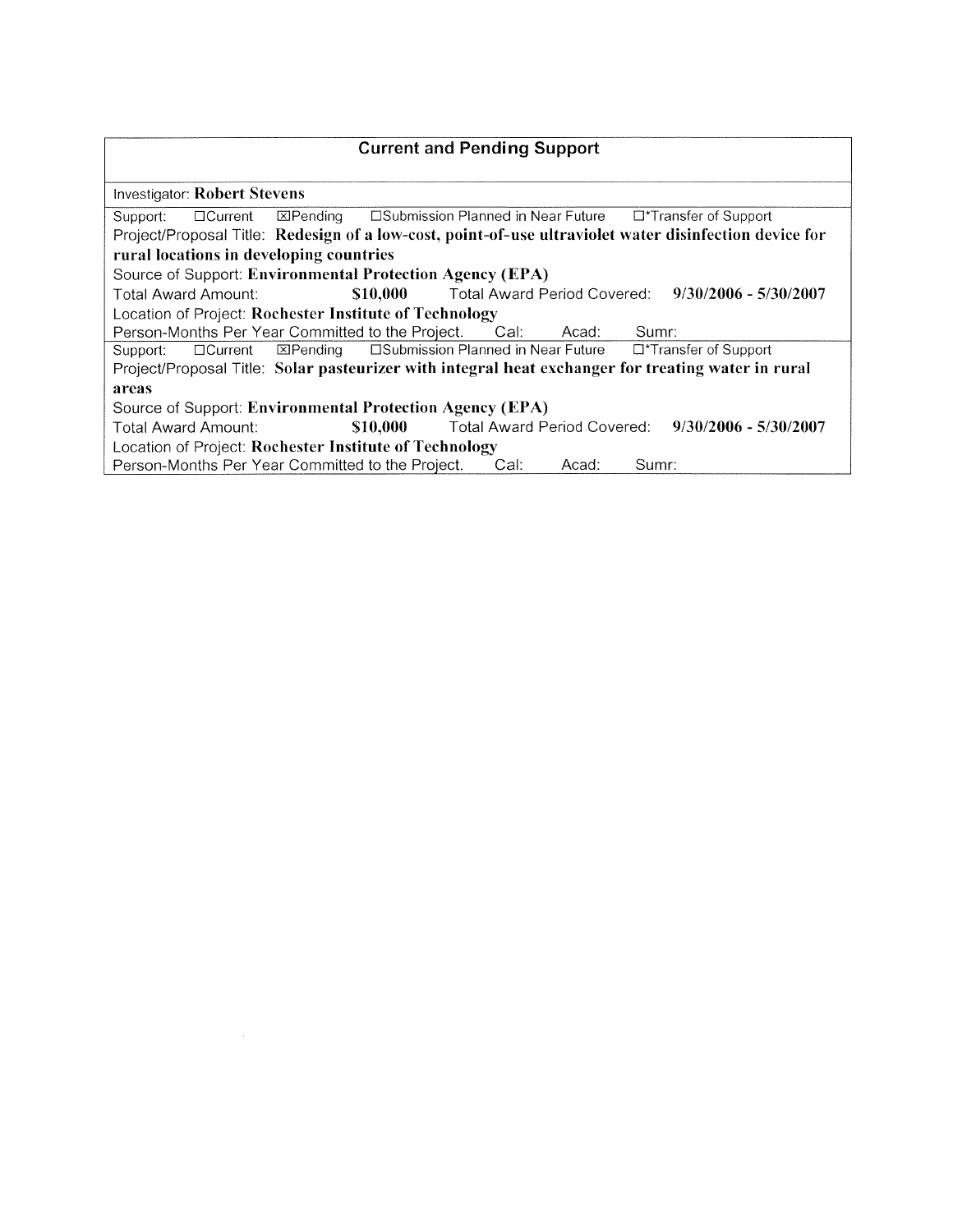## Current and Pending Support

Investigator: **Robert Stevens**

Support: ☐Current ☒Pending ☐Submission Planned in Near Future ☐*Transfer of Support
Project/Proposal Title: **Redesign of a low-cost, point-of-use ultraviolet water disinfection device for rural locations in developing countries**
Source of Support: **Environmental Protection Agency (EPA)**
Total Award Amount: **$10,000** Total Award Period Covered: **9/30/2006 - 5/30/2007**
Location of Project: **Rochester Institute of Technology**
Person-Months Per Year Committed to the Project. Cal: Acad: Sumr:

Support: ☐Current ☒Pending ☐Submission Planned in Near Future ☐*Transfer of Support
Project/Proposal Title: **Solar pasteurizer with integral heat exchanger for treating water in rural areas**
Source of Support: **Environmental Protection Agency (EPA)**
Total Award Amount: **$10,000** Total Award Period Covered: **9/30/2006 - 5/30/2007**
Location of Project: **Rochester Institute of Technology**
Person-Months Per Year Committed to the Project. Cal: Acad: Sumr: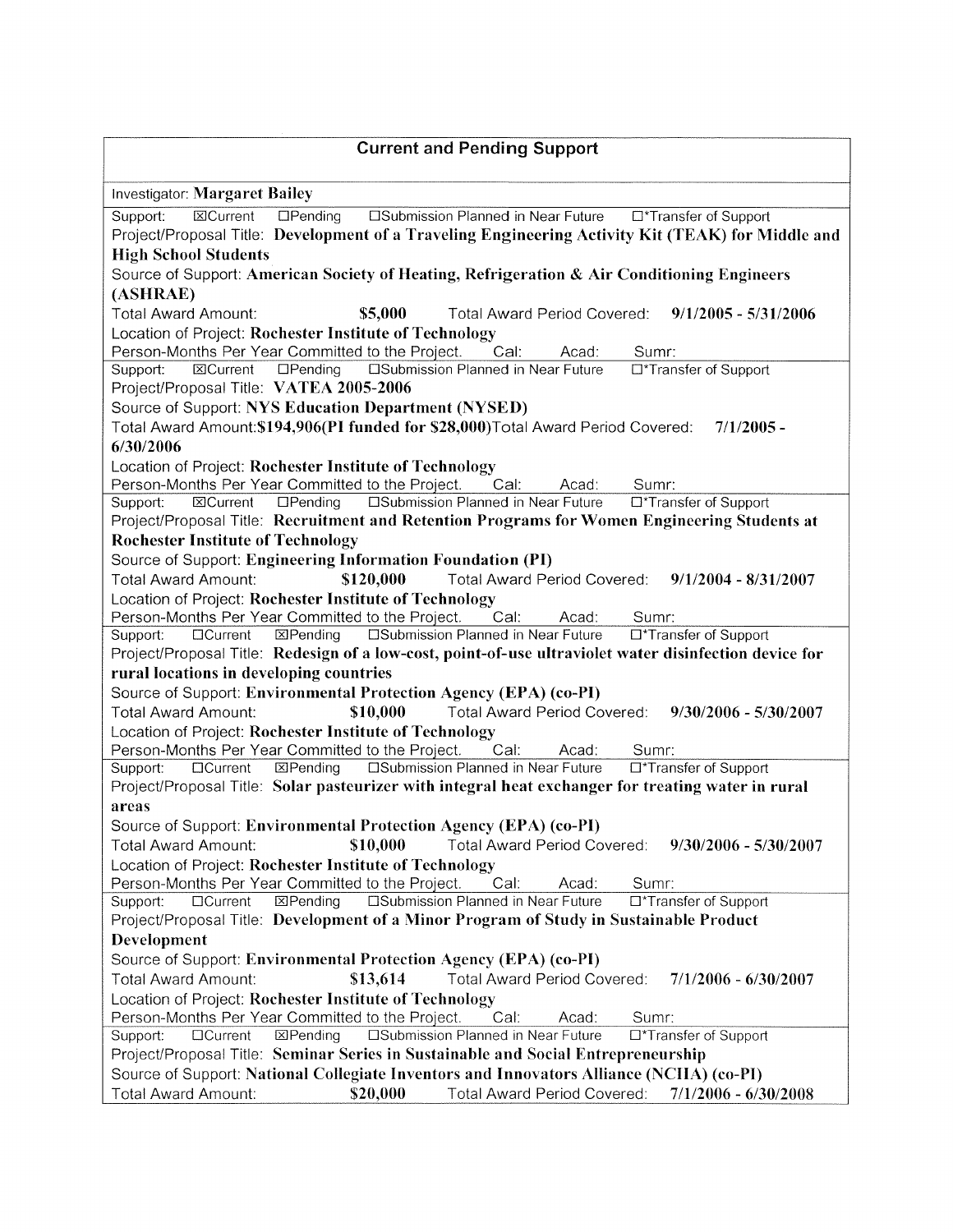## Current and Pending Support

Investigator: **Margaret Bailey**

---

Support: ☒Current ☐Pending ☐Submission Planned in Near Future ☐*Transfer of Support

Project/Proposal Title: **Development of a Traveling Engineering Activity Kit (TEAK) for Middle and High School Students**

Source of Support: **American Society of Heating, Refrigeration & Air Conditioning Engineers (ASHRAE)**

Total Award Amount: **$5,000** Total Award Period Covered: **9/1/2005 - 5/31/2006**

Location of Project: **Rochester Institute of Technology**

Person-Months Per Year Committed to the Project. Cal: Acad: Sumr:

---

Support: ☒Current ☐Pending ☐Submission Planned in Near Future ☐*Transfer of Support

Project/Proposal Title: **VATEA 2005-2006**

Source of Support: **NYS Education Department (NYSED)**

Total Award Amount:**$194,906(PI funded for $28,000)**Total Award Period Covered: **7/1/2005 - 6/30/2006**

Location of Project: **Rochester Institute of Technology**

Person-Months Per Year Committed to the Project. Cal: Acad: Sumr:

---

Support: ☒Current ☐Pending ☐Submission Planned in Near Future ☐*Transfer of Support

Project/Proposal Title: **Recruitment and Retention Programs for Women Engineering Students at Rochester Institute of Technology**

Source of Support: **Engineering Information Foundation (PI)**

Total Award Amount: **$120,000** Total Award Period Covered: **9/1/2004 - 8/31/2007**

Location of Project: **Rochester Institute of Technology**

Person-Months Per Year Committed to the Project. Cal: Acad: Sumr:

---

Support: ☐Current ☒Pending ☐Submission Planned in Near Future ☐*Transfer of Support

Project/Proposal Title: **Redesign of a low-cost, point-of-use ultraviolet water disinfection device for rural locations in developing countries**

Source of Support: **Environmental Protection Agency (EPA) (co-PI)**

Total Award Amount: **$10,000** Total Award Period Covered: **9/30/2006 - 5/30/2007**

Location of Project: **Rochester Institute of Technology**

Person-Months Per Year Committed to the Project. Cal: Acad: Sumr:

---

Support: ☐Current ☒Pending ☐Submission Planned in Near Future ☐*Transfer of Support

Project/Proposal Title: **Solar pasteurizer with integral heat exchanger for treating water in rural areas**

Source of Support: **Environmental Protection Agency (EPA) (co-PI)**

Total Award Amount: **$10,000** Total Award Period Covered: **9/30/2006 - 5/30/2007**

Location of Project: **Rochester Institute of Technology**

Person-Months Per Year Committed to the Project. Cal: Acad: Sumr:

---

Support: ☐Current ☒Pending ☐Submission Planned in Near Future ☐*Transfer of Support

Project/Proposal Title: **Development of a Minor Program of Study in Sustainable Product Development**

Source of Support: **Environmental Protection Agency (EPA) (co-PI)**

Total Award Amount: **$13,614** Total Award Period Covered: **7/1/2006 - 6/30/2007**

Location of Project: **Rochester Institute of Technology**

Person-Months Per Year Committed to the Project. Cal: Acad: Sumr:

---

Support: ☐Current ☒Pending ☐Submission Planned in Near Future ☐*Transfer of Support

Project/Proposal Title: **Seminar Series in Sustainable and Social Entrepreneurship**

Source of Support: **National Collegiate Inventors and Innovators Alliance (NCIIA) (co-PI)**

Total Award Amount: **$20,000** Total Award Period Covered: **7/1/2006 - 6/30/2008**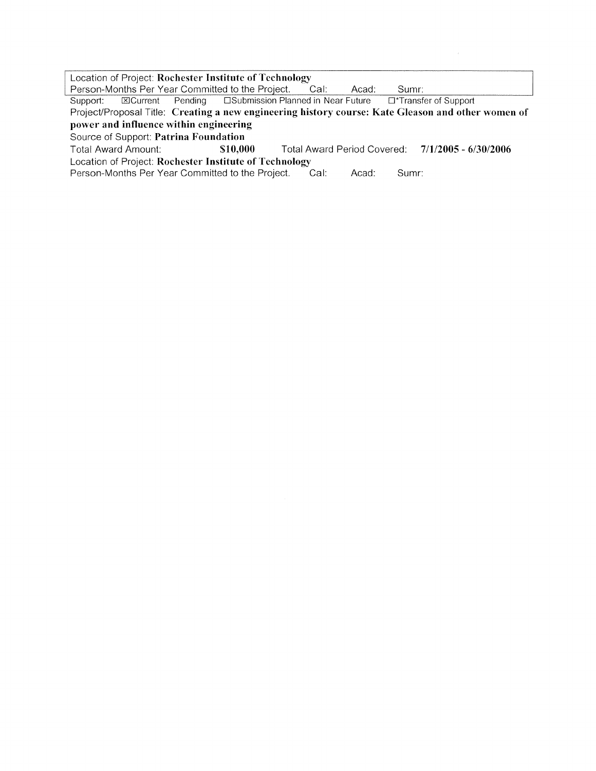Location of Project: **Rochester Institute of Technology**
Person-Months Per Year Committed to the Project. Cal: Acad: Sumr:

Support: ☒Current Pending ☐Submission Planned in Near Future ☐*Transfer of Support
Project/Proposal Title: **Creating a new engineering history course: Kate Gleason and other women of power and influence within engineering**
Source of Support: **Patrina Foundation**
Total Award Amount: **$10,000** Total Award Period Covered: **7/1/2005 - 6/30/2006**
Location of Project: **Rochester Institute of Technology**
Person-Months Per Year Committed to the Project. Cal: Acad: Sumr: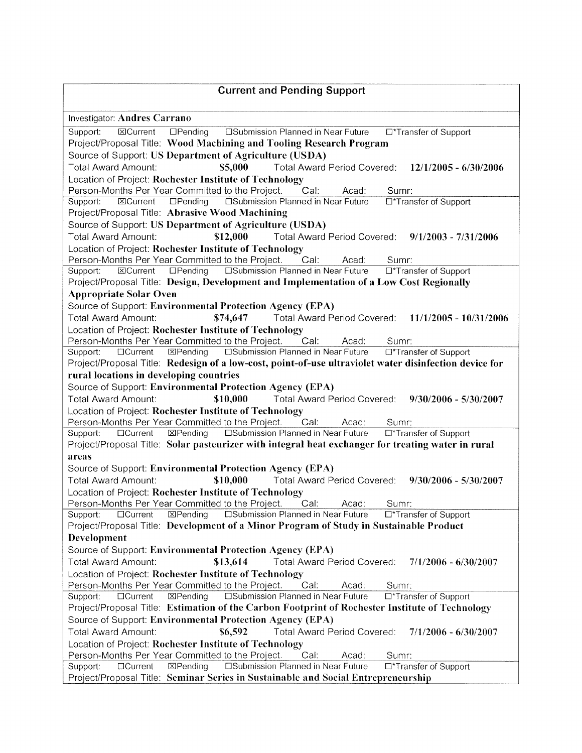## Current and Pending Support

Investigator: **Andres Carrano**

---

Support: ☒Current ☐Pending ☐Submission Planned in Near Future ☐*Transfer of Support
Project/Proposal Title: **Wood Machining and Tooling Research Program**
Source of Support: **US Department of Agriculture (USDA)**
Total Award Amount: **$5,000** Total Award Period Covered: **12/1/2005 - 6/30/2006**
Location of Project: **Rochester Institute of Technology**
Person-Months Per Year Committed to the Project. Cal: Acad: Sumr:

---

Support: ☒Current ☐Pending ☐Submission Planned in Near Future ☐*Transfer of Support
Project/Proposal Title: **Abrasive Wood Machining**
Source of Support: **US Department of Agriculture (USDA)**
Total Award Amount: **$12,000** Total Award Period Covered: **9/1/2003 - 7/31/2006**
Location of Project: **Rochester Institute of Technology**
Person-Months Per Year Committed to the Project. Cal: Acad: Sumr:

---

Support: ☒Current ☐Pending ☐Submission Planned in Near Future ☐*Transfer of Support
Project/Proposal Title: **Design, Development and Implementation of a Low Cost Regionally Appropriate Solar Oven**
Source of Support: **Environmental Protection Agency (EPA)**
Total Award Amount: **$74,647** Total Award Period Covered: **11/1/2005 - 10/31/2006**
Location of Project: **Rochester Institute of Technology**
Person-Months Per Year Committed to the Project. Cal: Acad: Sumr:

---

Support: ☐Current ☒Pending ☐Submission Planned in Near Future ☐*Transfer of Support
Project/Proposal Title: **Redesign of a low-cost, point-of-use ultraviolet water disinfection device for rural locations in developing countries**
Source of Support: **Environmental Protection Agency (EPA)**
Total Award Amount: **$10,000** Total Award Period Covered: **9/30/2006 - 5/30/2007**
Location of Project: **Rochester Institute of Technology**
Person-Months Per Year Committed to the Project. Cal: Acad: Sumr:

---

Support: ☐Current ☒Pending ☐Submission Planned in Near Future ☐*Transfer of Support
Project/Proposal Title: **Solar pasteurizer with integral heat exchanger for treating water in rural areas**
Source of Support: **Environmental Protection Agency (EPA)**
Total Award Amount: **$10,000** Total Award Period Covered: **9/30/2006 - 5/30/2007**
Location of Project: **Rochester Institute of Technology**
Person-Months Per Year Committed to the Project. Cal: Acad: Sumr:

---

Support: ☐Current ☒Pending ☐Submission Planned in Near Future ☐*Transfer of Support
Project/Proposal Title: **Development of a Minor Program of Study in Sustainable Product Development**
Source of Support: **Environmental Protection Agency (EPA)**
Total Award Amount: **$13,614** Total Award Period Covered: **7/1/2006 - 6/30/2007**
Location of Project: **Rochester Institute of Technology**
Person-Months Per Year Committed to the Project. Cal: Acad: Sumr:

---

Support: ☐Current ☒Pending ☐Submission Planned in Near Future ☐*Transfer of Support
Project/Proposal Title: **Estimation of the Carbon Footprint of Rochester Institute of Technology**
Source of Support: **Environmental Protection Agency (EPA)**
Total Award Amount: **$6,592** Total Award Period Covered: **7/1/2006 - 6/30/2007**
Location of Project: **Rochester Institute of Technology**
Person-Months Per Year Committed to the Project. Cal: Acad: Sumr:

---

Support: ☐Current ☒Pending ☐Submission Planned in Near Future ☐*Transfer of Support
Project/Proposal Title: **Seminar Series in Sustainable and Social Entrepreneurship**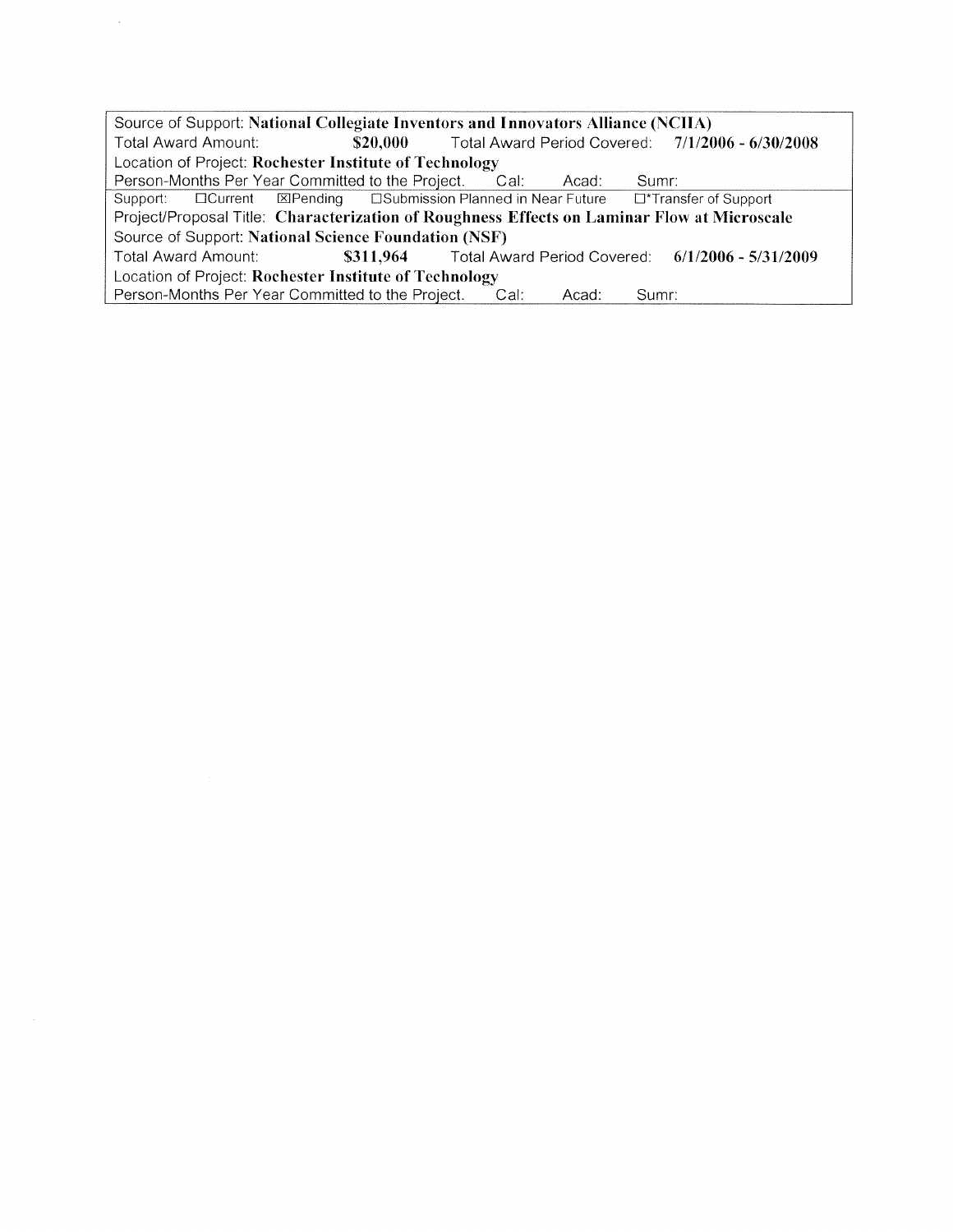Source of Support: **National Collegiate Inventors and Innovators Alliance (NCIIA)**
Total Award Amount: **$20,000** Total Award Period Covered: **7/1/2006 - 6/30/2008**
Location of Project: **Rochester Institute of Technology**
Person-Months Per Year Committed to the Project. Cal: Acad: Sumr:

---

Support: ☐Current ☒Pending ☐Submission Planned in Near Future ☐*Transfer of Support
Project/Proposal Title: **Characterization of Roughness Effects on Laminar Flow at Microscale**
Source of Support: **National Science Foundation (NSF)**
Total Award Amount: **$311,964** Total Award Period Covered: **6/1/2006 - 5/31/2009**
Location of Project: **Rochester Institute of Technology**
Person-Months Per Year Committed to the Project. Cal: Acad: Sumr: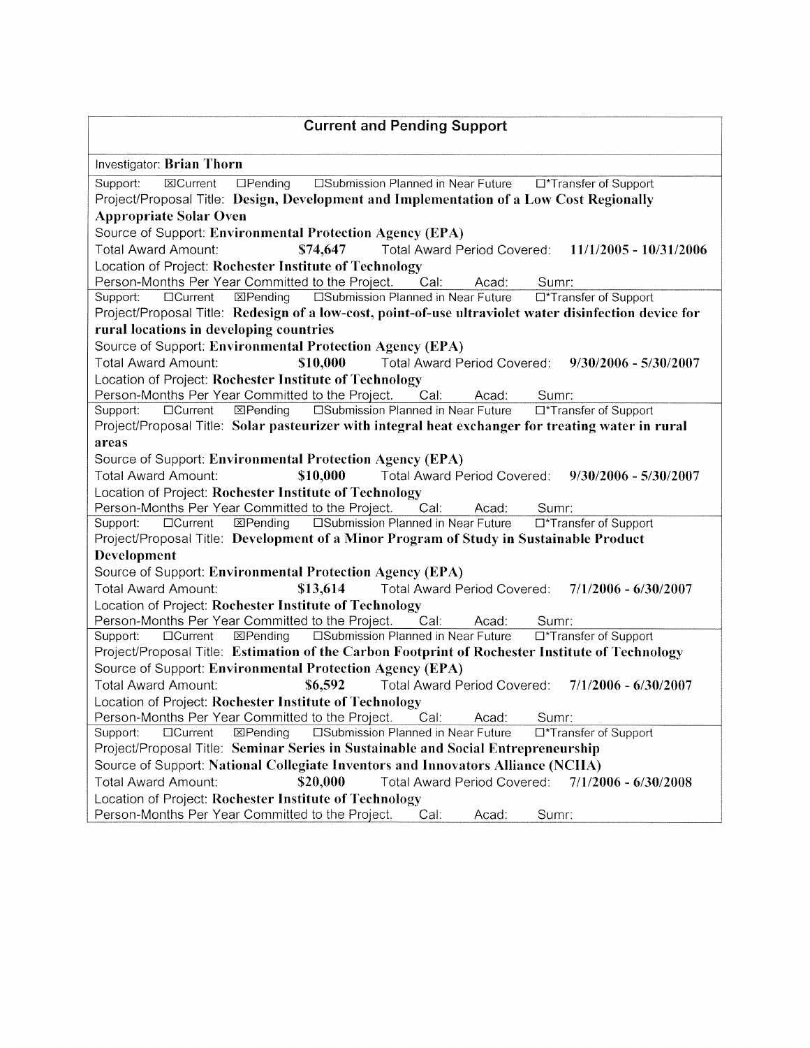## Current and Pending Support

Investigator: **Brian Thorn**

---

Support: ☒Current ☐Pending ☐Submission Planned in Near Future ☐*Transfer of Support

Project/Proposal Title: **Design, Development and Implementation of a Low Cost Regionally Appropriate Solar Oven**

Source of Support: **Environmental Protection Agency (EPA)**

Total Award Amount: **$74,647** Total Award Period Covered: **11/1/2005 - 10/31/2006**

Location of Project: **Rochester Institute of Technology**

Person-Months Per Year Committed to the Project. Cal: Acad: Sumr:

---

Support: ☐Current ☒Pending ☐Submission Planned in Near Future ☐*Transfer of Support

Project/Proposal Title: **Redesign of a low-cost, point-of-use ultraviolet water disinfection device for rural locations in developing countries**

Source of Support: **Environmental Protection Agency (EPA)**

Total Award Amount: **$10,000** Total Award Period Covered: **9/30/2006 - 5/30/2007**

Location of Project: **Rochester Institute of Technology**

Person-Months Per Year Committed to the Project. Cal: Acad: Sumr:

---

Support: ☐Current ☒Pending ☐Submission Planned in Near Future ☐*Transfer of Support

Project/Proposal Title: **Solar pasteurizer with integral heat exchanger for treating water in rural areas**

Source of Support: **Environmental Protection Agency (EPA)**

Total Award Amount: **$10,000** Total Award Period Covered: **9/30/2006 - 5/30/2007**

Location of Project: **Rochester Institute of Technology**

Person-Months Per Year Committed to the Project. Cal: Acad: Sumr:

---

Support: ☐Current ☒Pending ☐Submission Planned in Near Future ☐*Transfer of Support

Project/Proposal Title: **Development of a Minor Program of Study in Sustainable Product Development**

Source of Support: **Environmental Protection Agency (EPA)**

Total Award Amount: **$13,614** Total Award Period Covered: **7/1/2006 - 6/30/2007**

Location of Project: **Rochester Institute of Technology**

Person-Months Per Year Committed to the Project. Cal: Acad: Sumr:

---

Support: ☐Current ☒Pending ☐Submission Planned in Near Future ☐*Transfer of Support

Project/Proposal Title: **Estimation of the Carbon Footprint of Rochester Institute of Technology**

Source of Support: **Environmental Protection Agency (EPA)**

Total Award Amount: **$6,592** Total Award Period Covered: **7/1/2006 - 6/30/2007**

Location of Project: **Rochester Institute of Technology**

Person-Months Per Year Committed to the Project. Cal: Acad: Sumr:

---

Support: ☐Current ☒Pending ☐Submission Planned in Near Future ☐*Transfer of Support

Project/Proposal Title: **Seminar Series in Sustainable and Social Entrepreneurship**

Source of Support: **National Collegiate Inventors and Innovators Alliance (NCIIA)**

Total Award Amount: **$20,000** Total Award Period Covered: **7/1/2006 - 6/30/2008**

Location of Project: **Rochester Institute of Technology**

Person-Months Per Year Committed to the Project. Cal: Acad: Sumr: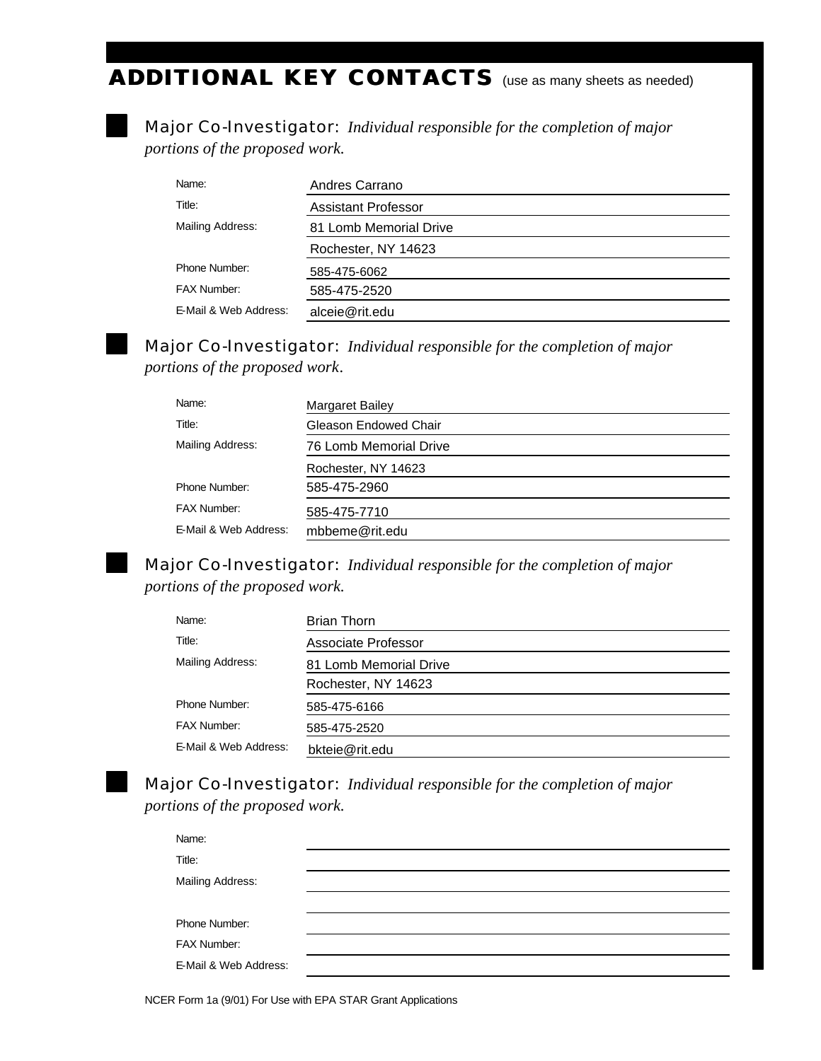# ADDITIONAL KEY CONTACTS (use as many sheets as needed)

**Major Co-Investigator:** *Individual responsible for the completion of major portions of the proposed work.*

| | |
|---|---|
| Name: | Andres Carrano |
| Title: | Assistant Professor |
| Mailing Address: | 81 Lomb Memorial Drive |
| | Rochester, NY 14623 |
| Phone Number: | 585-475-6062 |
| FAX Number: | 585-475-2520 |
| E-Mail & Web Address: | alceie@rit.edu |

**Major Co-Investigator:** *Individual responsible for the completion of major portions of the proposed work.*

| | |
|---|---|
| Name: | Margaret Bailey |
| Title: | Gleason Endowed Chair |
| Mailing Address: | 76 Lomb Memorial Drive |
| | Rochester, NY 14623 |
| Phone Number: | 585-475-2960 |
| FAX Number: | 585-475-7710 |
| E-Mail & Web Address: | mbbeme@rit.edu |

**Major Co-Investigator:** *Individual responsible for the completion of major portions of the proposed work.*

| | |
|---|---|
| Name: | Brian Thorn |
| Title: | Associate Professor |
| Mailing Address: | 81 Lomb Memorial Drive |
| | Rochester, NY 14623 |
| Phone Number: | 585-475-6166 |
| FAX Number: | 585-475-2520 |
| E-Mail & Web Address: | bkteie@rit.edu |

**Major Co-Investigator:** *Individual responsible for the completion of major portions of the proposed work.*

| | |
|---|---|
| Name: | |
| Title: | |
| Mailing Address: | |
| | |
| Phone Number: | |
| FAX Number: | |
| E-Mail & Web Address: | |

NCER Form 1a (9/01) For Use with EPA STAR Grant Applications